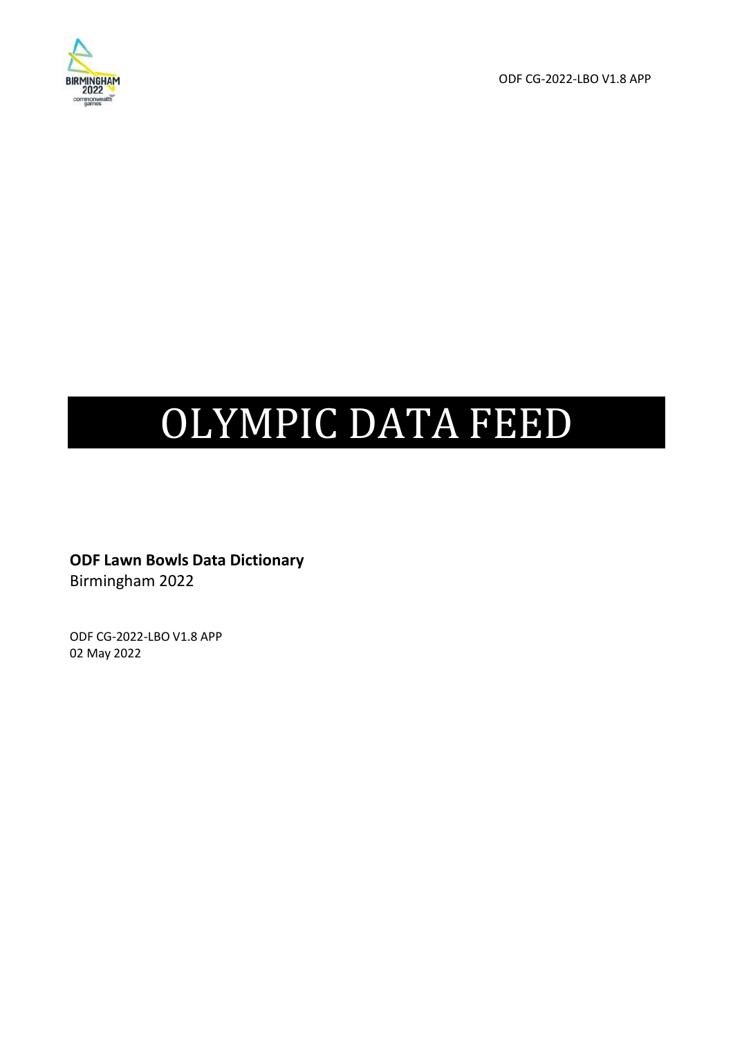# OLYMPIC DATA FEED

**ODF Lawn Bowls Data Dictionary**
Birmingham 2022

ODF CG-2022-LBO V1.8 APP
02 May 2022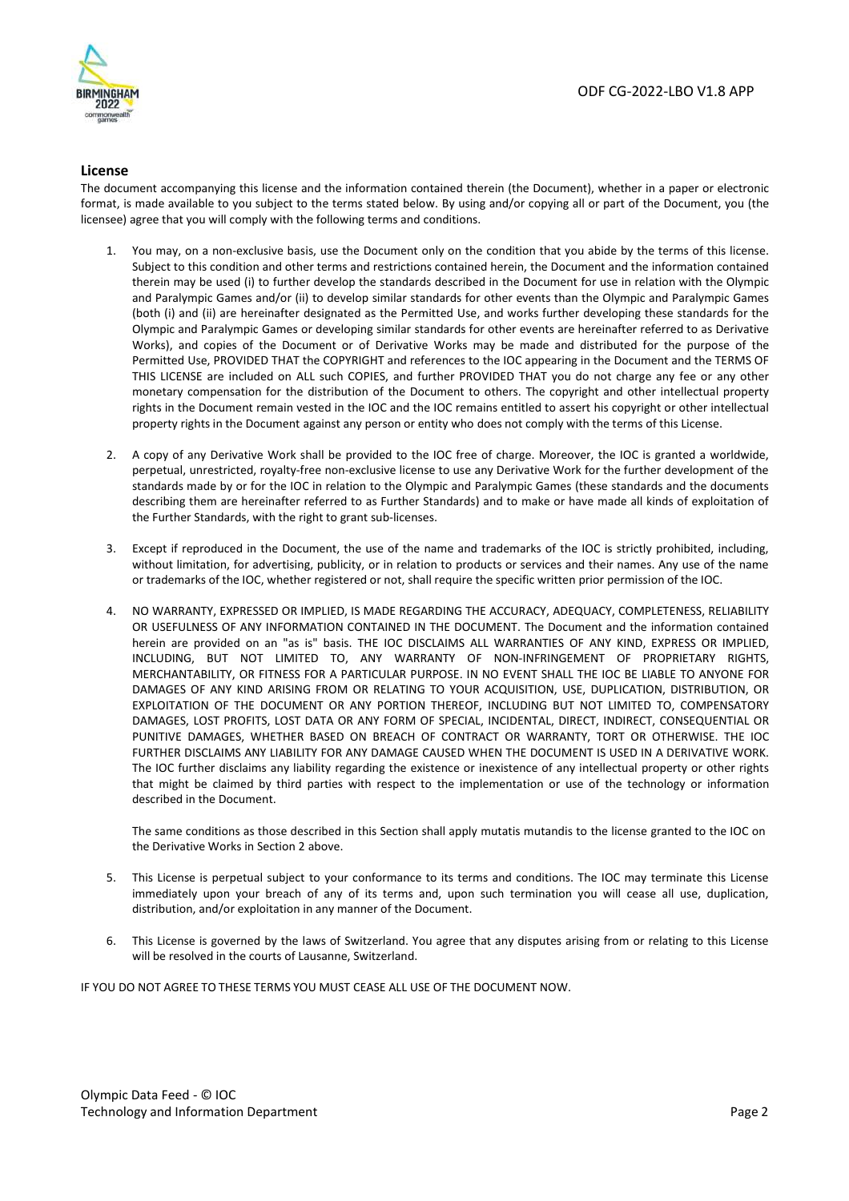## License

The document accompanying this license and the information contained therein (the Document), whether in a paper or electronic format, is made available to you subject to the terms stated below. By using and/or copying all or part of the Document, you (the licensee) agree that you will comply with the following terms and conditions.

1. You may, on a non-exclusive basis, use the Document only on the condition that you abide by the terms of this license. Subject to this condition and other terms and restrictions contained herein, the Document and the information contained therein may be used (i) to further develop the standards described in the Document for use in relation with the Olympic and Paralympic Games and/or (ii) to develop similar standards for other events than the Olympic and Paralympic Games (both (i) and (ii) are hereinafter designated as the Permitted Use, and works further developing these standards for the Olympic and Paralympic Games or developing similar standards for other events are hereinafter referred to as Derivative Works), and copies of the Document or of Derivative Works may be made and distributed for the purpose of the Permitted Use, PROVIDED THAT the COPYRIGHT and references to the IOC appearing in the Document and the TERMS OF THIS LICENSE are included on ALL such COPIES, and further PROVIDED THAT you do not charge any fee or any other monetary compensation for the distribution of the Document to others. The copyright and other intellectual property rights in the Document remain vested in the IOC and the IOC remains entitled to assert his copyright or other intellectual property rights in the Document against any person or entity who does not comply with the terms of this License.

2. A copy of any Derivative Work shall be provided to the IOC free of charge. Moreover, the IOC is granted a worldwide, perpetual, unrestricted, royalty-free non-exclusive license to use any Derivative Work for the further development of the standards made by or for the IOC in relation to the Olympic and Paralympic Games (these standards and the documents describing them are hereinafter referred to as Further Standards) and to make or have made all kinds of exploitation of the Further Standards, with the right to grant sub-licenses.

3. Except if reproduced in the Document, the use of the name and trademarks of the IOC is strictly prohibited, including, without limitation, for advertising, publicity, or in relation to products or services and their names. Any use of the name or trademarks of the IOC, whether registered or not, shall require the specific written prior permission of the IOC.

4. NO WARRANTY, EXPRESSED OR IMPLIED, IS MADE REGARDING THE ACCURACY, ADEQUACY, COMPLETENESS, RELIABILITY OR USEFULNESS OF ANY INFORMATION CONTAINED IN THE DOCUMENT. The Document and the information contained herein are provided on an "as is" basis. THE IOC DISCLAIMS ALL WARRANTIES OF ANY KIND, EXPRESS OR IMPLIED, INCLUDING, BUT NOT LIMITED TO, ANY WARRANTY OF NON-INFRINGEMENT OF PROPRIETARY RIGHTS, MERCHANTABILITY, OR FITNESS FOR A PARTICULAR PURPOSE. IN NO EVENT SHALL THE IOC BE LIABLE TO ANYONE FOR DAMAGES OF ANY KIND ARISING FROM OR RELATING TO YOUR ACQUISITION, USE, DUPLICATION, DISTRIBUTION, OR EXPLOITATION OF THE DOCUMENT OR ANY PORTION THEREOF, INCLUDING BUT NOT LIMITED TO, COMPENSATORY DAMAGES, LOST PROFITS, LOST DATA OR ANY FORM OF SPECIAL, INCIDENTAL, DIRECT, INDIRECT, CONSEQUENTIAL OR PUNITIVE DAMAGES, WHETHER BASED ON BREACH OF CONTRACT OR WARRANTY, TORT OR OTHERWISE. THE IOC FURTHER DISCLAIMS ANY LIABILITY FOR ANY DAMAGE CAUSED WHEN THE DOCUMENT IS USED IN A DERIVATIVE WORK. The IOC further disclaims any liability regarding the existence or inexistence of any intellectual property or other rights that might be claimed by third parties with respect to the implementation or use of the technology or information described in the Document.

   The same conditions as those described in this Section shall apply mutatis mutandis to the license granted to the IOC on the Derivative Works in Section 2 above.

5. This License is perpetual subject to your conformance to its terms and conditions. The IOC may terminate this License immediately upon your breach of any of its terms and, upon such termination you will cease all use, duplication, distribution, and/or exploitation in any manner of the Document.

6. This License is governed by the laws of Switzerland. You agree that any disputes arising from or relating to this License will be resolved in the courts of Lausanne, Switzerland.

IF YOU DO NOT AGREE TO THESE TERMS YOU MUST CEASE ALL USE OF THE DOCUMENT NOW.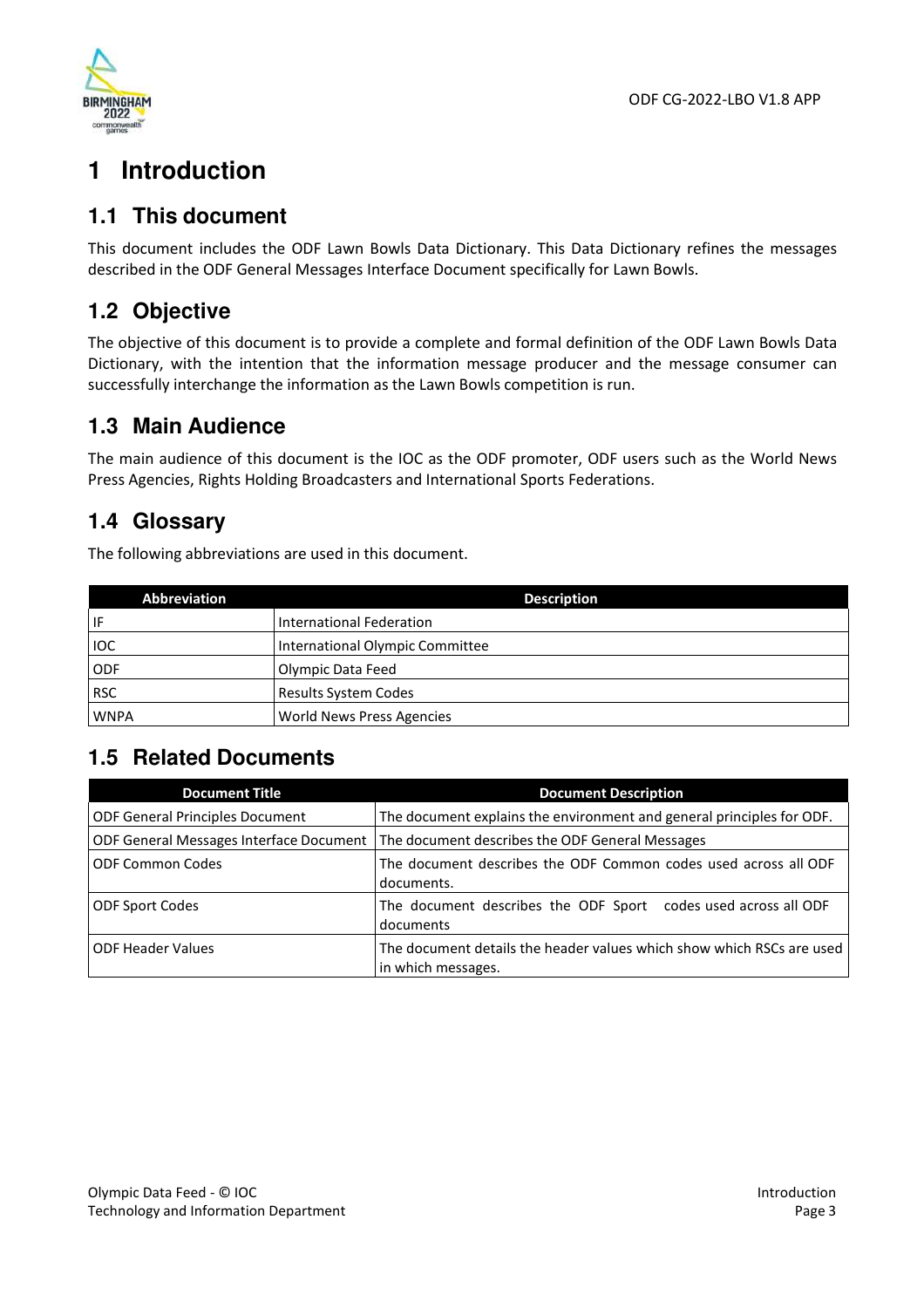# 1 Introduction

## 1.1 This document

This document includes the ODF Lawn Bowls Data Dictionary. This Data Dictionary refines the messages described in the ODF General Messages Interface Document specifically for Lawn Bowls.

## 1.2 Objective

The objective of this document is to provide a complete and formal definition of the ODF Lawn Bowls Data Dictionary, with the intention that the information message producer and the message consumer can successfully interchange the information as the Lawn Bowls competition is run.

## 1.3 Main Audience

The main audience of this document is the IOC as the ODF promoter, ODF users such as the World News Press Agencies, Rights Holding Broadcasters and International Sports Federations.

## 1.4 Glossary

The following abbreviations are used in this document.

| Abbreviation | Description |
|---|---|
| IF | International Federation |
| IOC | International Olympic Committee |
| ODF | Olympic Data Feed |
| RSC | Results System Codes |
| WNPA | World News Press Agencies |

## 1.5 Related Documents

| Document Title | Document Description |
|---|---|
| ODF General Principles Document | The document explains the environment and general principles for ODF. |
| ODF General Messages Interface Document | The document describes the ODF General Messages |
| ODF Common Codes | The document describes the ODF Common codes used across all ODF documents. |
| ODF Sport Codes | The document describes the ODF Sport codes used across all ODF documents |
| ODF Header Values | The document details the header values which show which RSCs are used in which messages. |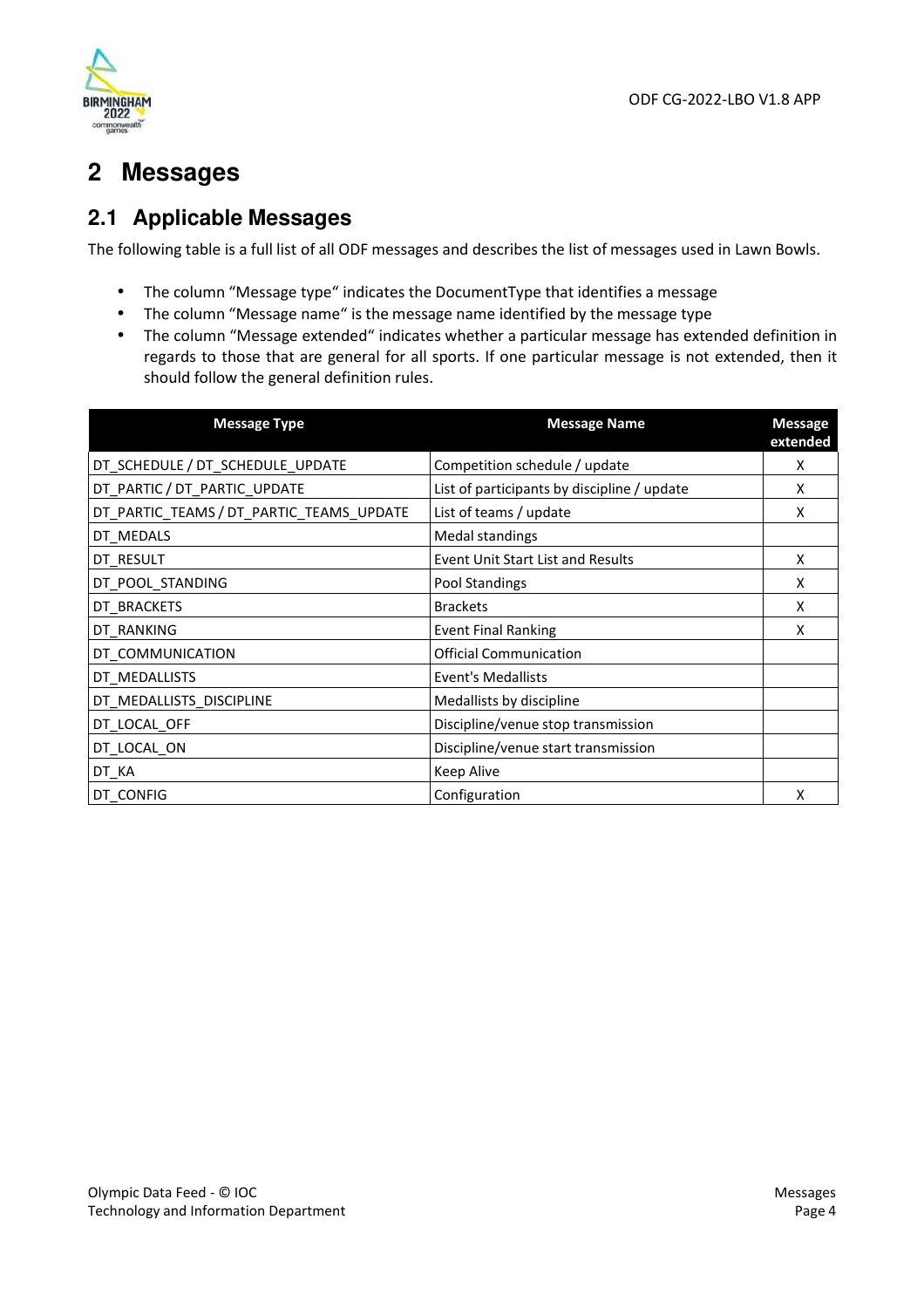# 2 Messages

## 2.1 Applicable Messages

The following table is a full list of all ODF messages and describes the list of messages used in Lawn Bowls.

- The column "Message type" indicates the DocumentType that identifies a message
- The column "Message name" is the message name identified by the message type
- The column "Message extended" indicates whether a particular message has extended definition in regards to those that are general for all sports. If one particular message is not extended, then it should follow the general definition rules.

| Message Type | Message Name | Message extended |
|---|---|---|
| DT_SCHEDULE / DT_SCHEDULE_UPDATE | Competition schedule / update | X |
| DT_PARTIC / DT_PARTIC_UPDATE | List of participants by discipline / update | X |
| DT_PARTIC_TEAMS / DT_PARTIC_TEAMS_UPDATE | List of teams / update | X |
| DT_MEDALS | Medal standings | |
| DT_RESULT | Event Unit Start List and Results | X |
| DT_POOL_STANDING | Pool Standings | X |
| DT_BRACKETS | Brackets | X |
| DT_RANKING | Event Final Ranking | X |
| DT_COMMUNICATION | Official Communication | |
| DT_MEDALLISTS | Event's Medallists | |
| DT_MEDALLISTS_DISCIPLINE | Medallists by discipline | |
| DT_LOCAL_OFF | Discipline/venue stop transmission | |
| DT_LOCAL_ON | Discipline/venue start transmission | |
| DT_KA | Keep Alive | |
| DT_CONFIG | Configuration | X |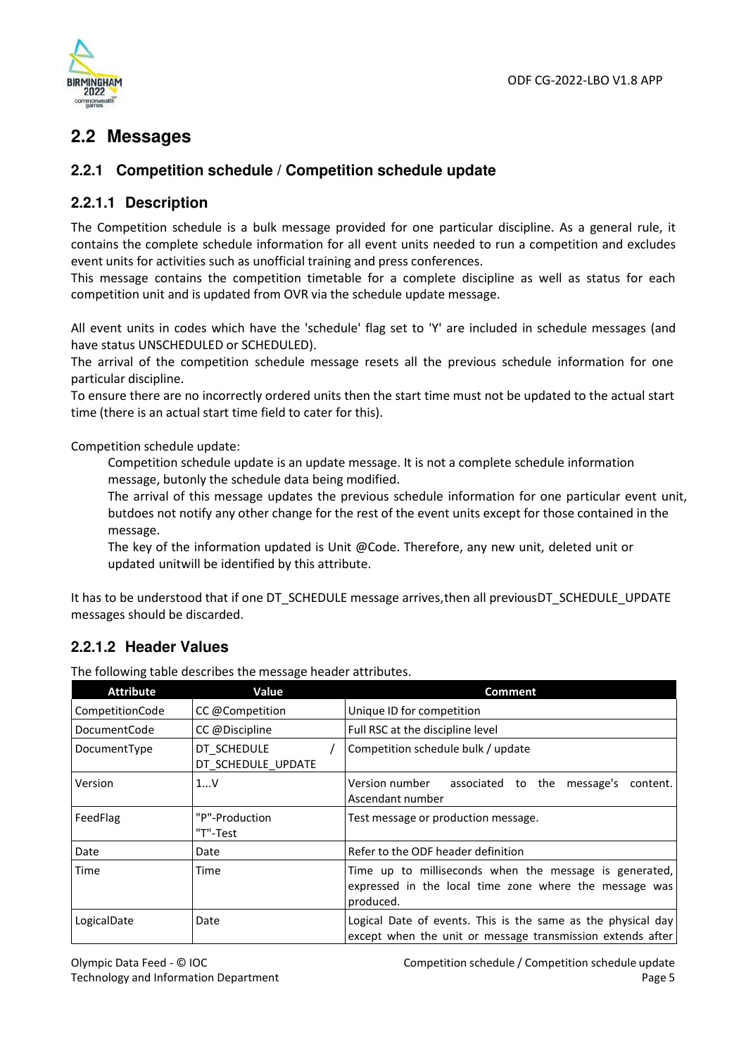## 2.2 Messages

### 2.2.1 Competition schedule / Competition schedule update

#### 2.2.1.1 Description

The Competition schedule is a bulk message provided for one particular discipline. As a general rule, it contains the complete schedule information for all event units needed to run a competition and excludes event units for activities such as unofficial training and press conferences.

This message contains the competition timetable for a complete discipline as well as status for each competition unit and is updated from OVR via the schedule update message.

All event units in codes which have the 'schedule' flag set to 'Y' are included in schedule messages (and have status UNSCHEDULED or SCHEDULED).

The arrival of the competition schedule message resets all the previous schedule information for one particular discipline.

To ensure there are no incorrectly ordered units then the start time must not be updated to the actual start time (there is an actual start time field to cater for this).

Competition schedule update:

> Competition schedule update is an update message. It is not a complete schedule information message, butonly the schedule data being modified.
>
> The arrival of this message updates the previous schedule information for one particular event unit, butdoes not notify any other change for the rest of the event units except for those contained in the message.
>
> The key of the information updated is Unit @Code. Therefore, any new unit, deleted unit or updated unitwill be identified by this attribute.

It has to be understood that if one DT_SCHEDULE message arrives,then all previousDT_SCHEDULE_UPDATE messages should be discarded.

#### 2.2.1.2 Header Values

The following table describes the message header attributes.

| Attribute | Value | Comment |
|---|---|---|
| CompetitionCode | CC @Competition | Unique ID for competition |
| DocumentCode | CC @Discipline | Full RSC at the discipline level |
| DocumentType | DT_SCHEDULE / DT_SCHEDULE_UPDATE | Competition schedule bulk / update |
| Version | 1...V | Version number associated to the message's content. Ascendant number |
| FeedFlag | "P"-Production "T"-Test | Test message or production message. |
| Date | Date | Refer to the ODF header definition |
| Time | Time | Time up to milliseconds when the message is generated, expressed in the local time zone where the message was produced. |
| LogicalDate | Date | Logical Date of events. This is the same as the physical day except when the unit or message transmission extends after |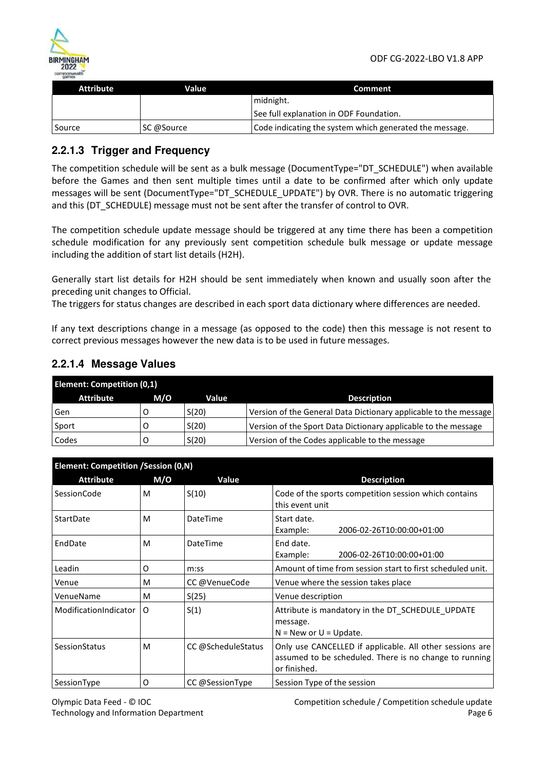| Attribute | Value | Comment |
|---|---|---|
| | | midnight.<br>See full explanation in ODF Foundation. |
| Source | SC @Source | Code indicating the system which generated the message. |

### 2.2.1.3 Trigger and Frequency

The competition schedule will be sent as a bulk message (DocumentType="DT_SCHEDULE") when available before the Games and then sent multiple times until a date to be confirmed after which only update messages will be sent (DocumentType="DT_SCHEDULE_UPDATE") by OVR. There is no automatic triggering and this (DT_SCHEDULE) message must not be sent after the transfer of control to OVR.

The competition schedule update message should be triggered at any time there has been a competition schedule modification for any previously sent competition schedule bulk message or update message including the addition of start list details (H2H).

Generally start list details for H2H should be sent immediately when known and usually soon after the preceding unit changes to Official.

The triggers for status changes are described in each sport data dictionary where differences are needed.

If any text descriptions change in a message (as opposed to the code) then this message is not resent to correct previous messages however the new data is to be used in future messages.

### 2.2.1.4 Message Values

| Element: Competition (0,1) | | | |
|---|---|---|---|
| **Attribute** | **M/O** | **Value** | **Description** |
| Gen | O | S(20) | Version of the General Data Dictionary applicable to the message |
| Sport | O | S(20) | Version of the Sport Data Dictionary applicable to the message |
| Codes | O | S(20) | Version of the Codes applicable to the message |

| Element: Competition /Session (0,N) | | | |
|---|---|---|---|
| **Attribute** | **M/O** | **Value** | **Description** |
| SessionCode | M | S(10) | Code of the sports competition session which contains this event unit |
| StartDate | M | DateTime | Start date.<br>Example: 2006-02-26T10:00:00+01:00 |
| EndDate | M | DateTime | End date.<br>Example: 2006-02-26T10:00:00+01:00 |
| Leadin | O | m:ss | Amount of time from session start to first scheduled unit. |
| Venue | M | CC @VenueCode | Venue where the session takes place |
| VenueName | M | S(25) | Venue description |
| ModificationIndicator | O | S(1) | Attribute is mandatory in the DT_SCHEDULE_UPDATE message.<br>N = New or U = Update. |
| SessionStatus | M | CC @ScheduleStatus | Only use CANCELLED if applicable. All other sessions are assumed to be scheduled. There is no change to running or finished. |
| SessionType | O | CC @SessionType | Session Type of the session |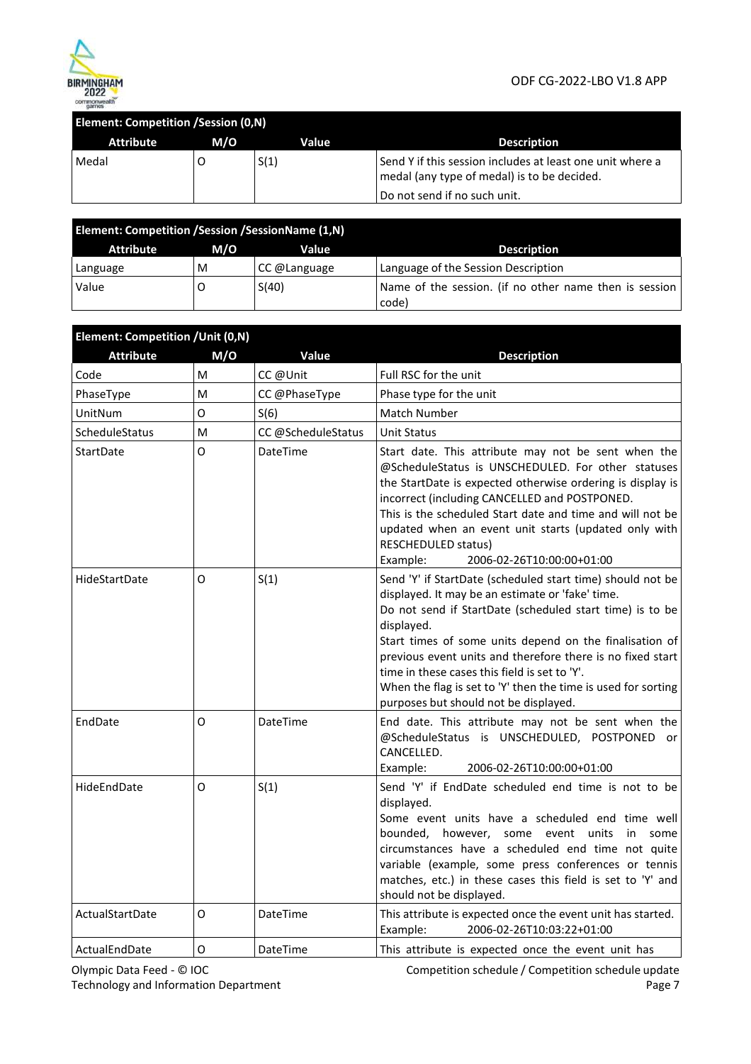| Element: Competition /Session (0,N) | | | |
|---|---|---|---|
| **Attribute** | **M/O** | **Value** | **Description** |
| Medal | O | S(1) | Send Y if this session includes at least one unit where a medal (any type of medal) is to be decided.<br>Do not send if no such unit. |

| Element: Competition /Session /SessionName (1,N) | | | |
|---|---|---|---|
| **Attribute** | **M/O** | **Value** | **Description** |
| Language | M | CC @Language | Language of the Session Description |
| Value | O | S(40) | Name of the session. (if no other name then is session code) |

| Element: Competition /Unit (0,N) | | | |
|---|---|---|---|
| **Attribute** | **M/O** | **Value** | **Description** |
| Code | M | CC @Unit | Full RSC for the unit |
| PhaseType | M | CC @PhaseType | Phase type for the unit |
| UnitNum | O | S(6) | Match Number |
| ScheduleStatus | M | CC @ScheduleStatus | Unit Status |
| StartDate | O | DateTime | Start date. This attribute may not be sent when the @ScheduleStatus is UNSCHEDULED. For other statuses the StartDate is expected otherwise ordering is display is incorrect (including CANCELLED and POSTPONED.<br>This is the scheduled Start date and time and will not be updated when an event unit starts (updated only with RESCHEDULED status)<br>Example: 2006-02-26T10:00:00+01:00 |
| HideStartDate | O | S(1) | Send 'Y' if StartDate (scheduled start time) should not be displayed. It may be an estimate or 'fake' time.<br>Do not send if StartDate (scheduled start time) is to be displayed.<br>Start times of some units depend on the finalisation of previous event units and therefore there is no fixed start time in these cases this field is set to 'Y'.<br>When the flag is set to 'Y' then the time is used for sorting purposes but should not be displayed. |
| EndDate | O | DateTime | End date. This attribute may not be sent when the @ScheduleStatus is UNSCHEDULED, POSTPONED or CANCELLED.<br>Example: 2006-02-26T10:00:00+01:00 |
| HideEndDate | O | S(1) | Send 'Y' if EndDate scheduled end time is not to be displayed.<br>Some event units have a scheduled end time well bounded, however, some event units in some circumstances have a scheduled end time not quite variable (example, some press conferences or tennis matches, etc.) in these cases this field is set to 'Y' and should not be displayed. |
| ActualStartDate | O | DateTime | This attribute is expected once the event unit has started.<br>Example: 2006-02-26T10:03:22+01:00 |
| ActualEndDate | O | DateTime | This attribute is expected once the event unit has |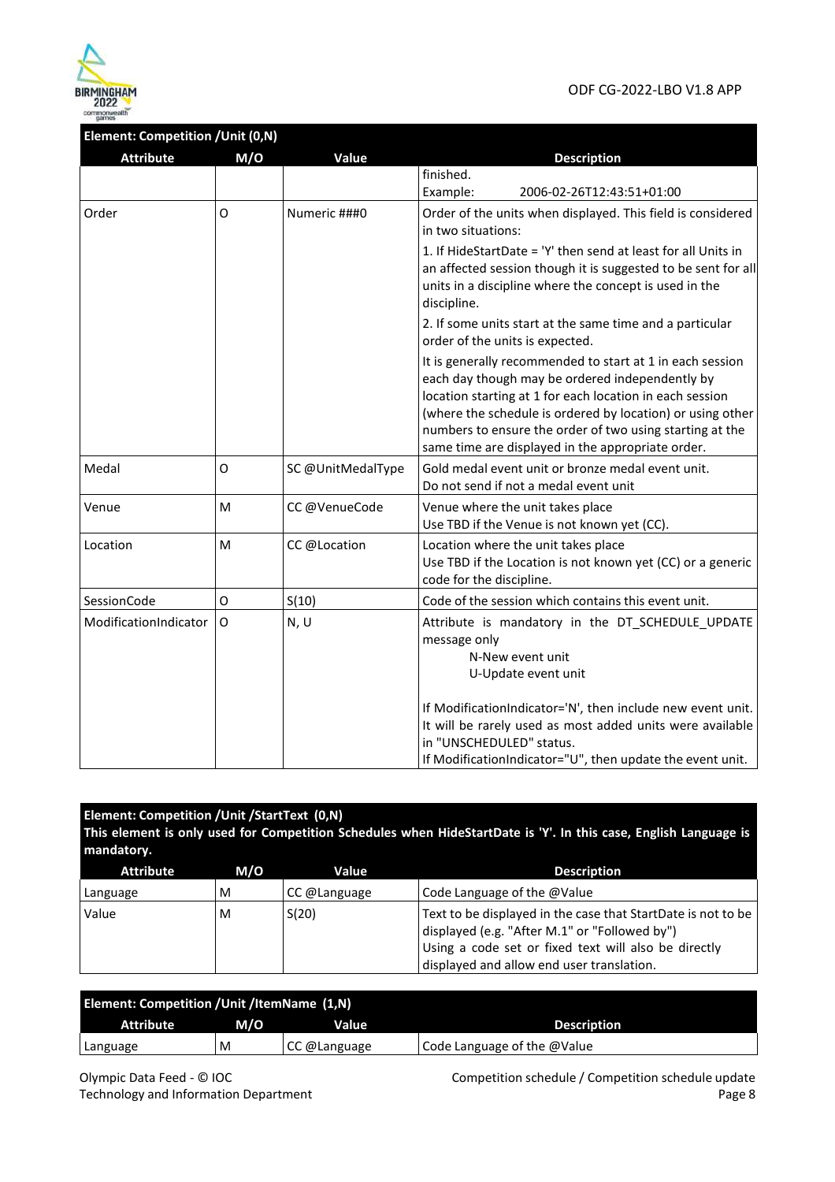| Element: Competition /Unit (0,N) | | | |
|---|---|---|---|
| **Attribute** | **M/O** | **Value** | **Description** |
| | | | finished.<br>Example: 2006-02-26T12:43:51+01:00 |
| Order | O | Numeric ###0 | Order of the units when displayed. This field is considered in two situations:<br>1. If HideStartDate = 'Y' then send at least for all Units in an affected session though it is suggested to be sent for all units in a discipline where the concept is used in the discipline.<br>2. If some units start at the same time and a particular order of the units is expected.<br>It is generally recommended to start at 1 in each session each day though may be ordered independently by location starting at 1 for each location in each session (where the schedule is ordered by location) or using other numbers to ensure the order of two using starting at the same time are displayed in the appropriate order. |
| Medal | O | SC @UnitMedalType | Gold medal event unit or bronze medal event unit.<br>Do not send if not a medal event unit |
| Venue | M | CC @VenueCode | Venue where the unit takes place<br>Use TBD if the Venue is not known yet (CC). |
| Location | M | CC @Location | Location where the unit takes place<br>Use TBD if the Location is not known yet (CC) or a generic code for the discipline. |
| SessionCode | O | S(10) | Code of the session which contains this event unit. |
| ModificationIndicator | O | N, U | Attribute is mandatory in the DT_SCHEDULE_UPDATE message only<br>N-New event unit<br>U-Update event unit<br><br>If ModificationIndicator='N', then include new event unit. It will be rarely used as most added units were available in "UNSCHEDULED" status.<br>If ModificationIndicator="U", then update the event unit. |

| Element: Competition /Unit /StartText (0,N)<br>This element is only used for Competition Schedules when HideStartDate is 'Y'. In this case, English Language is mandatory. | | | |
|---|---|---|---|
| **Attribute** | **M/O** | **Value** | **Description** |
| Language | M | CC @Language | Code Language of the @Value |
| Value | M | S(20) | Text to be displayed in the case that StartDate is not to be displayed (e.g. "After M.1" or "Followed by")<br>Using a code set or fixed text will also be directly displayed and allow end user translation. |

| Element: Competition /Unit /ItemName (1,N) | | | |
|---|---|---|---|
| **Attribute** | **M/O** | **Value** | **Description** |
| Language | M | CC @Language | Code Language of the @Value |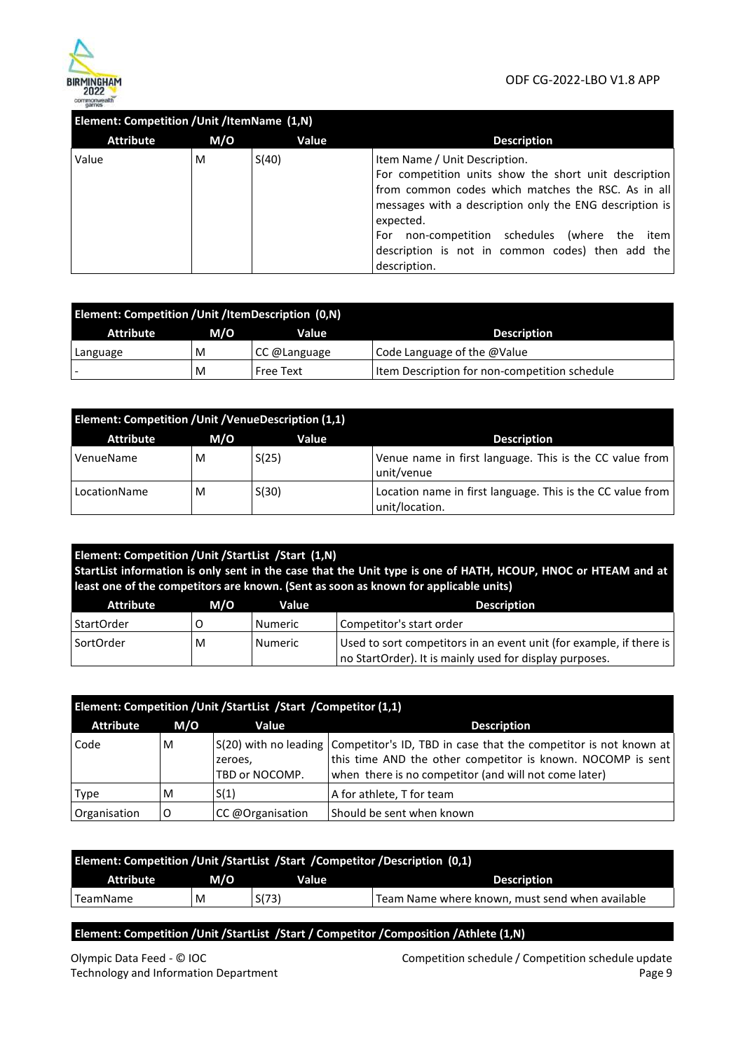| Element: Competition /Unit /ItemName (1,N) | | | |
|---|---|---|---|
| **Attribute** | **M/O** | **Value** | **Description** |
| Value | M | S(40) | Item Name / Unit Description.<br>For competition units show the short unit description from common codes which matches the RSC. As in all messages with a description only the ENG description is expected.<br>For non-competition schedules (where the item description is not in common codes) then add the description. |

| Element: Competition /Unit /ItemDescription (0,N) | | | |
|---|---|---|---|
| **Attribute** | **M/O** | **Value** | **Description** |
| Language | M | CC @Language | Code Language of the @Value |
| - | M | Free Text | Item Description for non-competition schedule |

| Element: Competition /Unit /VenueDescription (1,1) | | | |
|---|---|---|---|
| **Attribute** | **M/O** | **Value** | **Description** |
| VenueName | M | S(25) | Venue name in first language. This is the CC value from unit/venue |
| LocationName | M | S(30) | Location name in first language. This is the CC value from unit/location. |

| Element: Competition /Unit /StartList /Start (1,N)<br>StartList information is only sent in the case that the Unit type is one of HATH, HCOUP, HNOC or HTEAM and at least one of the competitors are known. (Sent as soon as known for applicable units) | | | |
|---|---|---|---|
| **Attribute** | **M/O** | **Value** | **Description** |
| StartOrder | O | Numeric | Competitor's start order |
| SortOrder | M | Numeric | Used to sort competitors in an event unit (for example, if there is no StartOrder). It is mainly used for display purposes. |

| Element: Competition /Unit /StartList /Start /Competitor (1,1) | | | |
|---|---|---|---|
| **Attribute** | **M/O** | **Value** | **Description** |
| Code | M | S(20) with no leading zeroes, TBD or NOCOMP. | Competitor's ID, TBD in case that the competitor is not known at this time AND the other competitor is known. NOCOMP is sent when there is no competitor (and will not come later) |
| Type | M | S(1) | A for athlete, T for team |
| Organisation | O | CC @Organisation | Should be sent when known |

| Element: Competition /Unit /StartList /Start /Competitor /Description (0,1) | | | |
|---|---|---|---|
| **Attribute** | **M/O** | **Value** | **Description** |
| TeamName | M | S(73) | Team Name where known, must send when available |

**Element: Competition /Unit /StartList /Start / Competitor /Composition /Athlete (1,N)**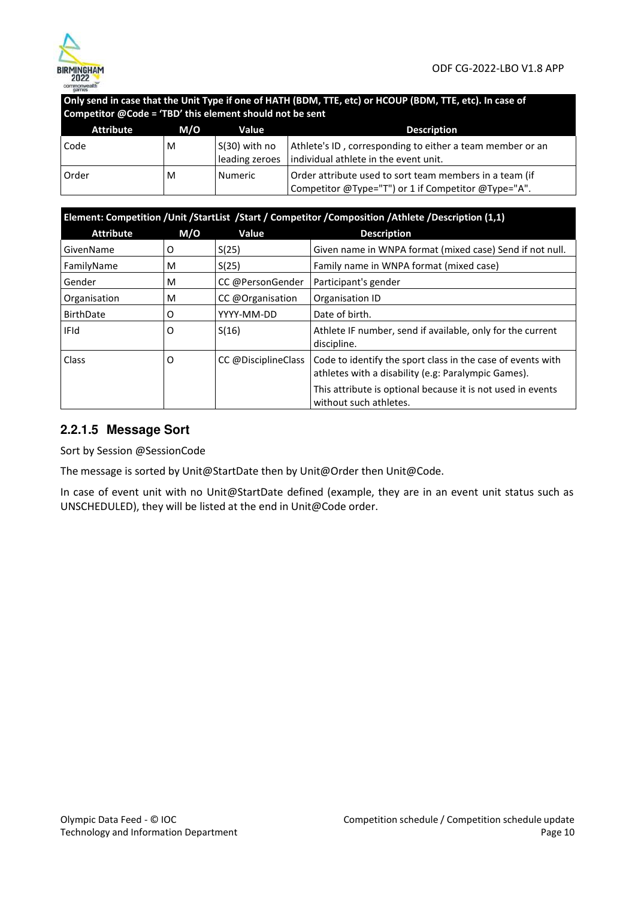| Only send in case that the Unit Type if one of HATH (BDM, TTE, etc) or HCOUP (BDM, TTE, etc). In case of Competitor @Code = 'TBD' this element should not be sent | | | |
|---|---|---|---|
| **Attribute** | **M/O** | **Value** | **Description** |
| Code | M | S(30) with no leading zeroes | Athlete's ID , corresponding to either a team member or an individual athlete in the event unit. |
| Order | M | Numeric | Order attribute used to sort team members in a team (if Competitor @Type="T") or 1 if Competitor @Type="A". |

| Element: Competition /Unit /StartList /Start / Competitor /Composition /Athlete /Description (1,1) | | | |
|---|---|---|---|
| **Attribute** | **M/O** | **Value** | **Description** |
| GivenName | O | S(25) | Given name in WNPA format (mixed case) Send if not null. |
| FamilyName | M | S(25) | Family name in WNPA format (mixed case) |
| Gender | M | CC @PersonGender | Participant's gender |
| Organisation | M | CC @Organisation | Organisation ID |
| BirthDate | O | YYYY-MM-DD | Date of birth. |
| IFId | O | S(16) | Athlete IF number, send if available, only for the current discipline. |
| Class | O | CC @DisciplineClass | Code to identify the sport class in the case of events with athletes with a disability (e.g: Paralympic Games).<br><br>This attribute is optional because it is not used in events without such athletes. |

### 2.2.1.5 Message Sort

Sort by Session @SessionCode

The message is sorted by Unit@StartDate then by Unit@Order then Unit@Code.

In case of event unit with no Unit@StartDate defined (example, they are in an event unit status such as UNSCHEDULED), they will be listed at the end in Unit@Code order.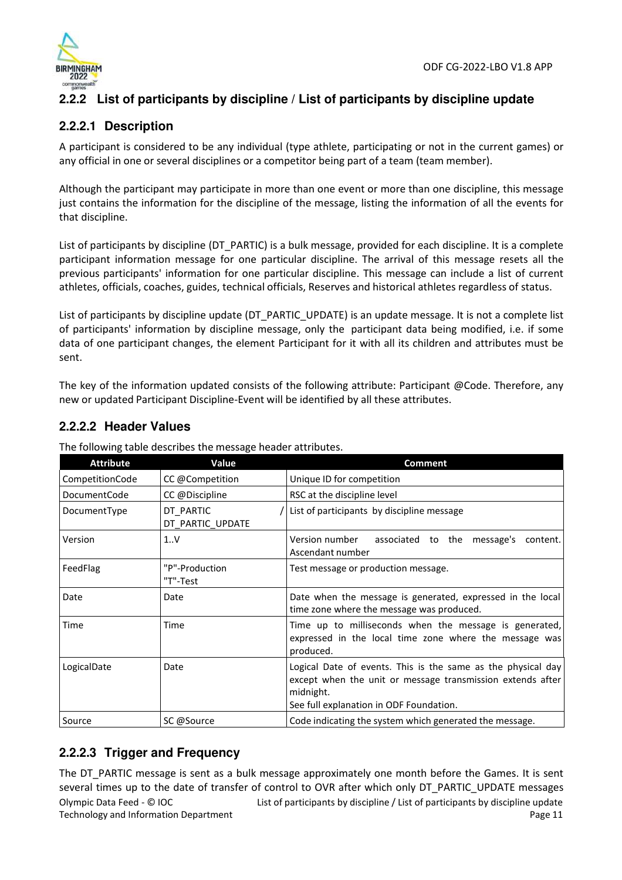## 2.2.2 List of participants by discipline / List of participants by discipline update

### 2.2.2.1 Description

A participant is considered to be any individual (type athlete, participating or not in the current games) or any official in one or several disciplines or a competitor being part of a team (team member).

Although the participant may participate in more than one event or more than one discipline, this message just contains the information for the discipline of the message, listing the information of all the events for that discipline.

List of participants by discipline (DT_PARTIC) is a bulk message, provided for each discipline. It is a complete participant information message for one particular discipline. The arrival of this message resets all the previous participants' information for one particular discipline. This message can include a list of current athletes, officials, coaches, guides, technical officials, Reserves and historical athletes regardless of status.

List of participants by discipline update (DT_PARTIC_UPDATE) is an update message. It is not a complete list of participants' information by discipline message, only the participant data being modified, i.e. if some data of one participant changes, the element Participant for it with all its children and attributes must be sent.

The key of the information updated consists of the following attribute: Participant @Code. Therefore, any new or updated Participant Discipline-Event will be identified by all these attributes.

### 2.2.2.2 Header Values

The following table describes the message header attributes.

| Attribute | Value | Comment |
|---|---|---|
| CompetitionCode | CC @Competition | Unique ID for competition |
| DocumentCode | CC @Discipline | RSC at the discipline level |
| DocumentType | DT_PARTIC / DT_PARTIC_UPDATE | List of participants by discipline message |
| Version | 1..V | Version number associated to the message's content. Ascendant number |
| FeedFlag | "P"-Production "T"-Test | Test message or production message. |
| Date | Date | Date when the message is generated, expressed in the local time zone where the message was produced. |
| Time | Time | Time up to milliseconds when the message is generated, expressed in the local time zone where the message was produced. |
| LogicalDate | Date | Logical Date of events. This is the same as the physical day except when the unit or message transmission extends after midnight. See full explanation in ODF Foundation. |
| Source | SC @Source | Code indicating the system which generated the message. |

### 2.2.2.3 Trigger and Frequency

The DT_PARTIC message is sent as a bulk message approximately one month before the Games. It is sent several times up to the date of transfer of control to OVR after which only DT_PARTIC_UPDATE messages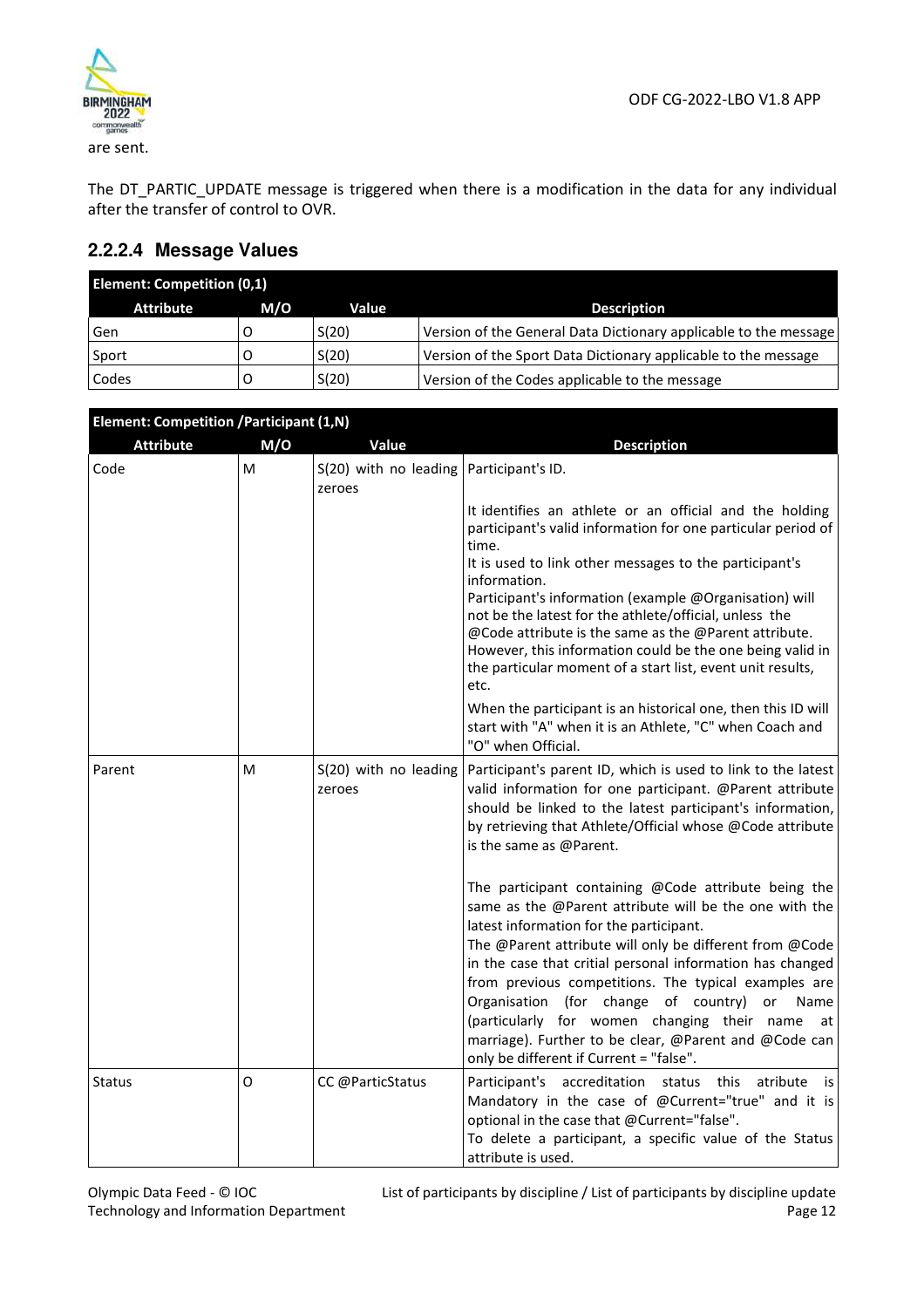are sent.

The DT_PARTIC_UPDATE message is triggered when there is a modification in the data for any individual after the transfer of control to OVR.

### 2.2.2.4 Message Values

| **Element: Competition (0,1)** | | | |
|---|---|---|---|
| **Attribute** | **M/O** | **Value** | **Description** |
| Gen | O | S(20) | Version of the General Data Dictionary applicable to the message |
| Sport | O | S(20) | Version of the Sport Data Dictionary applicable to the message |
| Codes | O | S(20) | Version of the Codes applicable to the message |

| **Element: Competition /Participant (1,N)** | | | |
|---|---|---|---|
| **Attribute** | **M/O** | **Value** | **Description** |
| Code | M | S(20) with no leading zeroes | Participant's ID.<br><br>It identifies an athlete or an official and the holding participant's valid information for one particular period of time.<br>It is used to link other messages to the participant's information.<br>Participant's information (example @Organisation) will not be the latest for the athlete/official, unless the @Code attribute is the same as the @Parent attribute. However, this information could be the one being valid in the particular moment of a start list, event unit results, etc.<br><br>When the participant is an historical one, then this ID will start with "A" when it is an Athlete, "C" when Coach and "O" when Official. |
| Parent | M | S(20) with no leading zeroes | Participant's parent ID, which is used to link to the latest valid information for one participant. @Parent attribute should be linked to the latest participant's information, by retrieving that Athlete/Official whose @Code attribute is the same as @Parent.<br><br>The participant containing @Code attribute being the same as the @Parent attribute will be the one with the latest information for the participant.<br>The @Parent attribute will only be different from @Code in the case that critial personal information has changed from previous competitions. The typical examples are Organisation (for change of country) or Name (particularly for women changing their name at marriage). Further to be clear, @Parent and @Code can only be different if Current = "false". |
| Status | O | CC @ParticStatus | Participant's accreditation status this atribute is Mandatory in the case of @Current="true" and it is optional in the case that @Current="false".<br>To delete a participant, a specific value of the Status attribute is used. |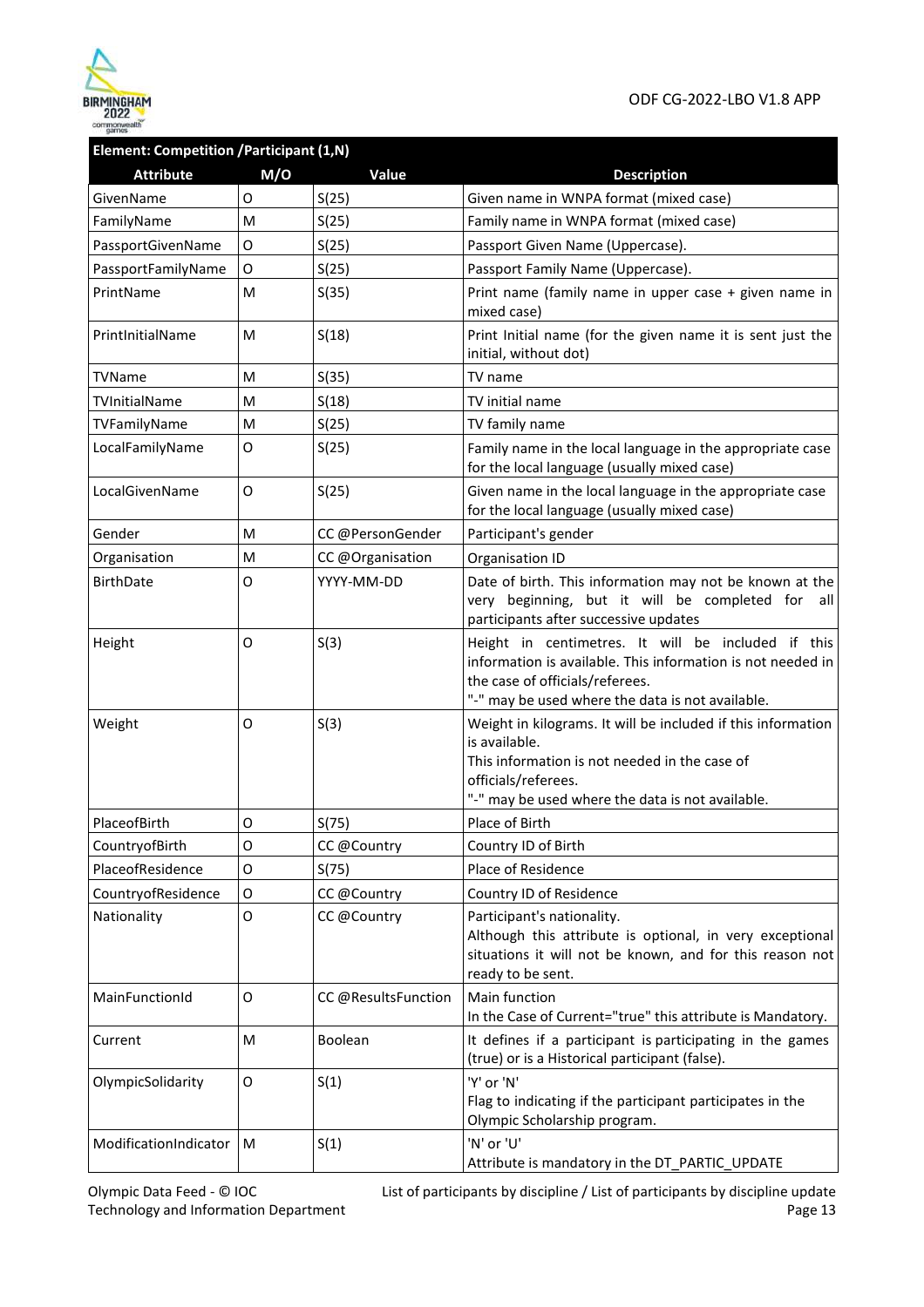| Element: Competition /Participant (1,N) | | | |
|---|---|---|---|
| **Attribute** | **M/O** | **Value** | **Description** |
| GivenName | O | S(25) | Given name in WNPA format (mixed case) |
| FamilyName | M | S(25) | Family name in WNPA format (mixed case) |
| PassportGivenName | O | S(25) | Passport Given Name (Uppercase). |
| PassportFamilyName | O | S(25) | Passport Family Name (Uppercase). |
| PrintName | M | S(35) | Print name (family name in upper case + given name in mixed case) |
| PrintInitialName | M | S(18) | Print Initial name (for the given name it is sent just the initial, without dot) |
| TVName | M | S(35) | TV name |
| TVInitialName | M | S(18) | TV initial name |
| TVFamilyName | M | S(25) | TV family name |
| LocalFamilyName | O | S(25) | Family name in the local language in the appropriate case for the local language (usually mixed case) |
| LocalGivenName | O | S(25) | Given name in the local language in the appropriate case for the local language (usually mixed case) |
| Gender | M | CC @PersonGender | Participant's gender |
| Organisation | M | CC @Organisation | Organisation ID |
| BirthDate | O | YYYY-MM-DD | Date of birth. This information may not be known at the very beginning, but it will be completed for all participants after successive updates |
| Height | O | S(3) | Height in centimetres. It will be included if this information is available. This information is not needed in the case of officials/referees. "-" may be used where the data is not available. |
| Weight | O | S(3) | Weight in kilograms. It will be included if this information is available. This information is not needed in the case of officials/referees. "-" may be used where the data is not available. |
| PlaceofBirth | O | S(75) | Place of Birth |
| CountryofBirth | O | CC @Country | Country ID of Birth |
| PlaceofResidence | O | S(75) | Place of Residence |
| CountryofResidence | O | CC @Country | Country ID of Residence |
| Nationality | O | CC @Country | Participant's nationality. Although this attribute is optional, in very exceptional situations it will not be known, and for this reason not ready to be sent. |
| MainFunctionId | O | CC @ResultsFunction | Main function In the Case of Current="true" this attribute is Mandatory. |
| Current | M | Boolean | It defines if a participant is participating in the games (true) or is a Historical participant (false). |
| OlympicSolidarity | O | S(1) | 'Y' or 'N' Flag to indicating if the participant participates in the Olympic Scholarship program. |
| ModificationIndicator | M | S(1) | 'N' or 'U' Attribute is mandatory in the DT_PARTIC_UPDATE |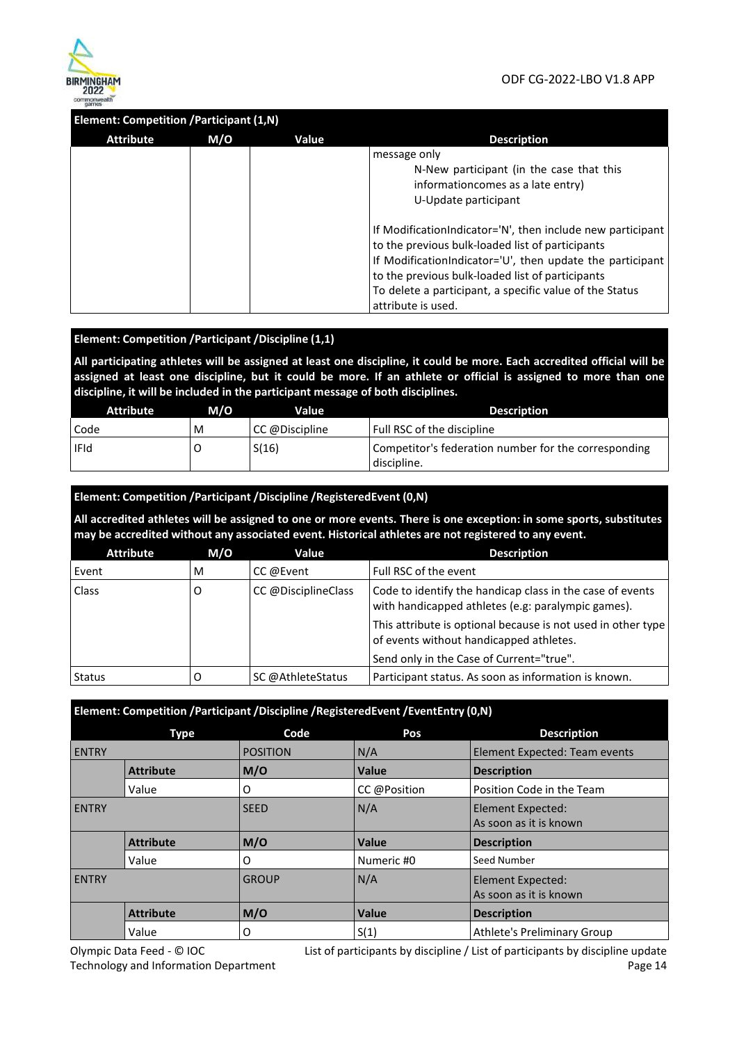| Element: Competition /Participant (1,N) | | | |
|---|---|---|---|
| **Attribute** | **M/O** | **Value** | **Description** |
| | | | message only<br>N-New participant (in the case that this informationcomes as a late entry)<br>U-Update participant<br><br>If ModificationIndicator='N', then include new participant to the previous bulk-loaded list of participants<br>If ModificationIndicator='U', then update the participant to the previous bulk-loaded list of participants<br>To delete a participant, a specific value of the Status attribute is used. |

**Element: Competition /Participant /Discipline (1,1)**

**All participating athletes will be assigned at least one discipline, it could be more. Each accredited official will be assigned at least one discipline, but it could be more. If an athlete or official is assigned to more than one discipline, it will be included in the participant message of both disciplines.**

| Attribute | M/O | Value | Description |
|---|---|---|---|
| Code | M | CC @Discipline | Full RSC of the discipline |
| IFId | O | S(16) | Competitor's federation number for the corresponding discipline. |

**Element: Competition /Participant /Discipline /RegisteredEvent (0,N)**

**All accredited athletes will be assigned to one or more events. There is one exception: in some sports, substitutes may be accredited without any associated event. Historical athletes are not registered to any event.**

| Attribute | M/O | Value | Description |
|---|---|---|---|
| Event | M | CC @Event | Full RSC of the event |
| Class | O | CC @DisciplineClass | Code to identify the handicap class in the case of events with handicapped athletes (e.g: paralympic games).<br>This attribute is optional because is not used in other type of events without handicapped athletes.<br>Send only in the Case of Current="true". |
| Status | O | SC @AthleteStatus | Participant status. As soon as information is known. |

**Element: Competition /Participant /Discipline /RegisteredEvent /EventEntry (0,N)**

| Type | | Code | Pos | Description |
|---|---|---|---|---|
| ENTRY | | POSITION | N/A | Element Expected: Team events |
| | **Attribute** | **M/O** | **Value** | **Description** |
| | Value | O | CC @Position | Position Code in the Team |
| ENTRY | | SEED | N/A | Element Expected:<br>As soon as it is known |
| | **Attribute** | **M/O** | **Value** | **Description** |
| | Value | O | Numeric #0 | Seed Number |
| ENTRY | | GROUP | N/A | Element Expected:<br>As soon as it is known |
| | **Attribute** | **M/O** | **Value** | **Description** |
| | Value | O | S(1) | Athlete's Preliminary Group |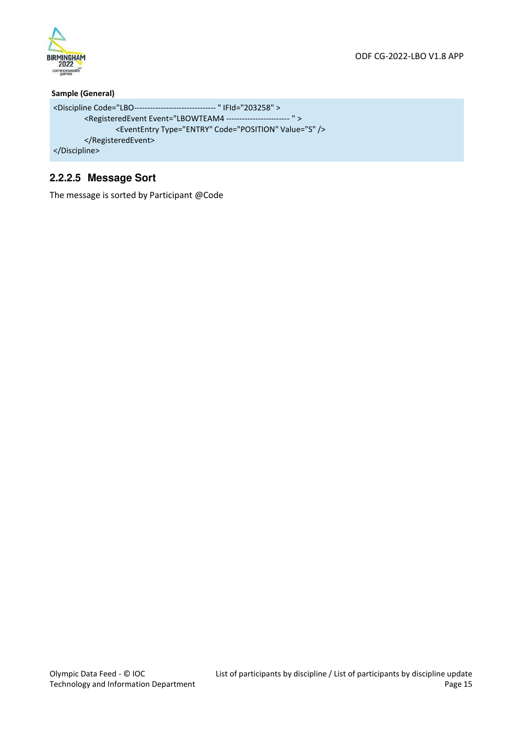**Sample (General)**

```
<Discipline Code="LBO------------------------------- " IFId="203258" >
        <RegisteredEvent Event="LBOWTEAM4 ------------------------ " >
                <EventEntry Type="ENTRY" Code="POSITION" Value="S" />
        </RegisteredEvent>
</Discipline>
```

#### 2.2.2.5 Message Sort

The message is sorted by Participant @Code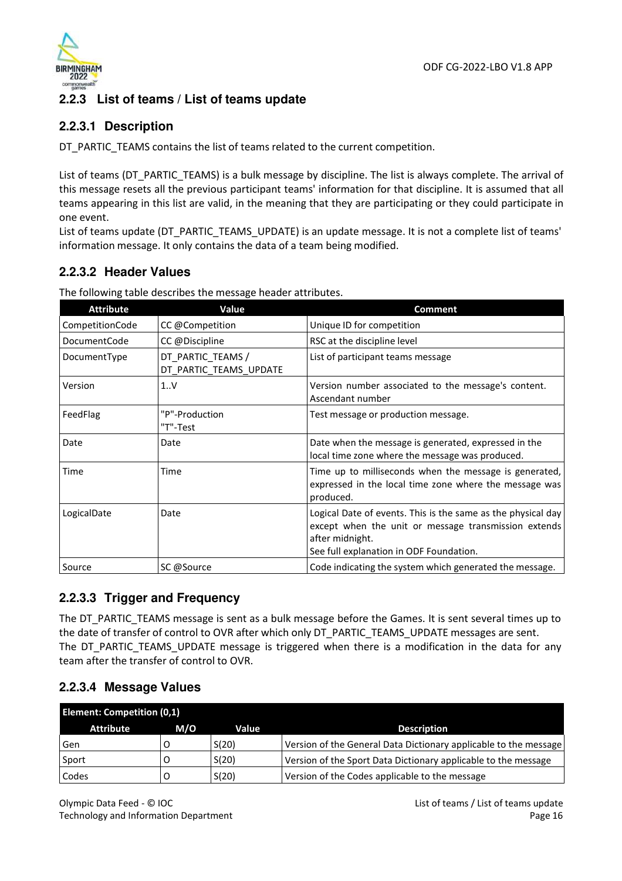## 2.2.3 List of teams / List of teams update

### 2.2.3.1 Description

DT_PARTIC_TEAMS contains the list of teams related to the current competition.

List of teams (DT_PARTIC_TEAMS) is a bulk message by discipline. The list is always complete. The arrival of this message resets all the previous participant teams' information for that discipline. It is assumed that all teams appearing in this list are valid, in the meaning that they are participating or they could participate in one event.
List of teams update (DT_PARTIC_TEAMS_UPDATE) is an update message. It is not a complete list of teams' information message. It only contains the data of a team being modified.

### 2.2.3.2 Header Values

The following table describes the message header attributes.

| Attribute | Value | Comment |
|---|---|---|
| CompetitionCode | CC @Competition | Unique ID for competition |
| DocumentCode | CC @Discipline | RSC at the discipline level |
| DocumentType | DT_PARTIC_TEAMS / DT_PARTIC_TEAMS_UPDATE | List of participant teams message |
| Version | 1..V | Version number associated to the message's content. Ascendant number |
| FeedFlag | "P"-Production<br>"T"-Test | Test message or production message. |
| Date | Date | Date when the message is generated, expressed in the local time zone where the message was produced. |
| Time | Time | Time up to milliseconds when the message is generated, expressed in the local time zone where the message was produced. |
| LogicalDate | Date | Logical Date of events. This is the same as the physical day except when the unit or message transmission extends after midnight.<br>See full explanation in ODF Foundation. |
| Source | SC @Source | Code indicating the system which generated the message. |

### 2.2.3.3 Trigger and Frequency

The DT_PARTIC_TEAMS message is sent as a bulk message before the Games. It is sent several times up to the date of transfer of control to OVR after which only DT_PARTIC_TEAMS_UPDATE messages are sent.
The DT_PARTIC_TEAMS_UPDATE message is triggered when there is a modification in the data for any team after the transfer of control to OVR.

### 2.2.3.4 Message Values

| Element: Competition (0,1) | | | |
|---|---|---|---|
| **Attribute** | **M/O** | **Value** | **Description** |
| Gen | O | S(20) | Version of the General Data Dictionary applicable to the message |
| Sport | O | S(20) | Version of the Sport Data Dictionary applicable to the message |
| Codes | O | S(20) | Version of the Codes applicable to the message |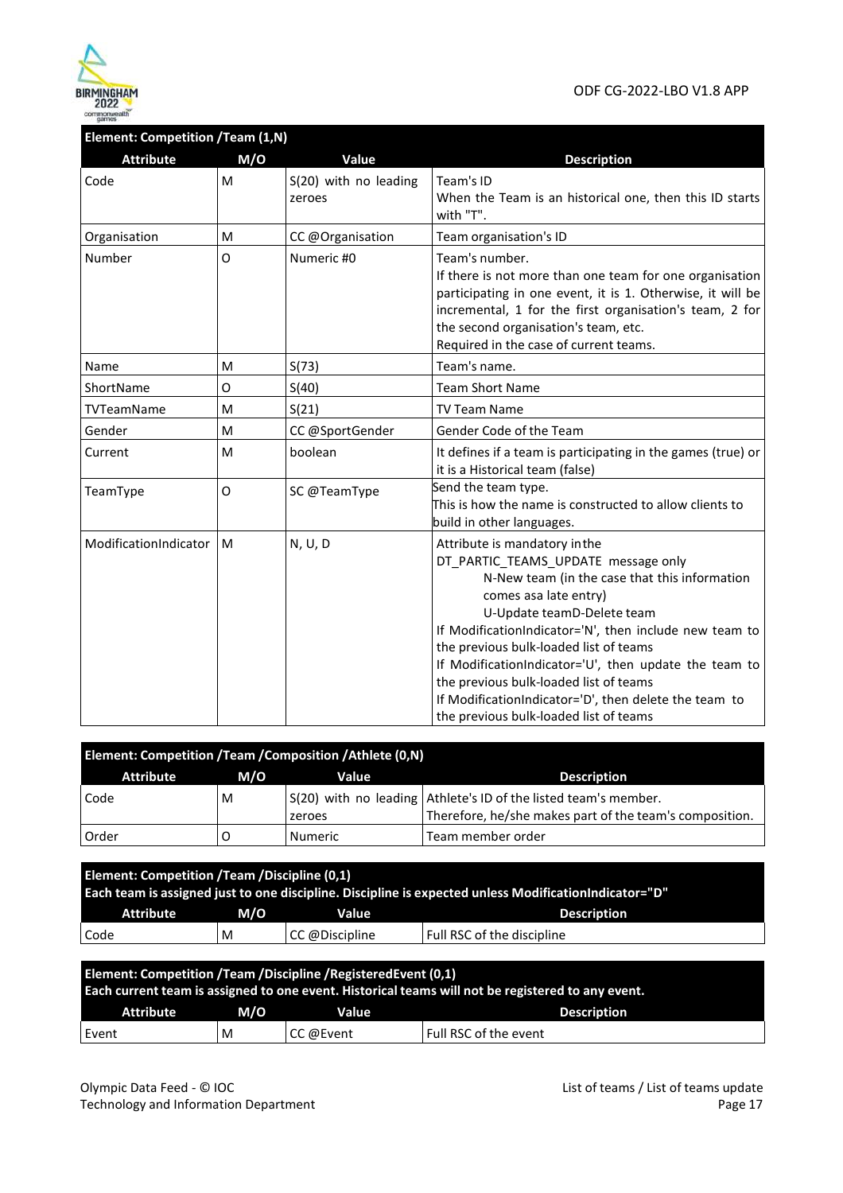| Element: Competition /Team (1,N) | | | |
|---|---|---|---|
| **Attribute** | **M/O** | **Value** | **Description** |
| Code | M | S(20) with no leading zeroes | Team's ID<br>When the Team is an historical one, then this ID starts with "T". |
| Organisation | M | CC @Organisation | Team organisation's ID |
| Number | O | Numeric #0 | Team's number.<br>If there is not more than one team for one organisation participating in one event, it is 1. Otherwise, it will be incremental, 1 for the first organisation's team, 2 for the second organisation's team, etc.<br>Required in the case of current teams. |
| Name | M | S(73) | Team's name. |
| ShortName | O | S(40) | Team Short Name |
| TVTeamName | M | S(21) | TV Team Name |
| Gender | M | CC @SportGender | Gender Code of the Team |
| Current | M | boolean | It defines if a team is participating in the games (true) or it is a Historical team (false) |
| TeamType | O | SC @TeamType | Send the team type.<br>This is how the name is constructed to allow clients to build in other languages. |
| ModificationIndicator | M | N, U, D | Attribute is mandatory inthe DT_PARTIC_TEAMS_UPDATE message only<br>N-New team (in the case that this information comes asa late entry)<br>U-Update teamD-Delete team<br>If ModificationIndicator='N', then include new team to the previous bulk-loaded list of teams<br>If ModificationIndicator='U', then update the team to the previous bulk-loaded list of teams<br>If ModificationIndicator='D', then delete the team to the previous bulk-loaded list of teams |

| Element: Competition /Team /Composition /Athlete (0,N) | | | |
|---|---|---|---|
| **Attribute** | **M/O** | **Value** | **Description** |
| Code | M | S(20) with no leading zeroes | Athlete's ID of the listed team's member.<br>Therefore, he/she makes part of the team's composition. |
| Order | O | Numeric | Team member order |

| Element: Competition /Team /Discipline (0,1)<br>Each team is assigned just to one discipline. Discipline is expected unless ModificationIndicator="D" | | | |
|---|---|---|---|
| **Attribute** | **M/O** | **Value** | **Description** |
| Code | M | CC @Discipline | Full RSC of the discipline |

| Element: Competition /Team /Discipline /RegisteredEvent (0,1)<br>Each current team is assigned to one event. Historical teams will not be registered to any event. | | | |
|---|---|---|---|
| **Attribute** | **M/O** | **Value** | **Description** |
| Event | M | CC @Event | Full RSC of the event |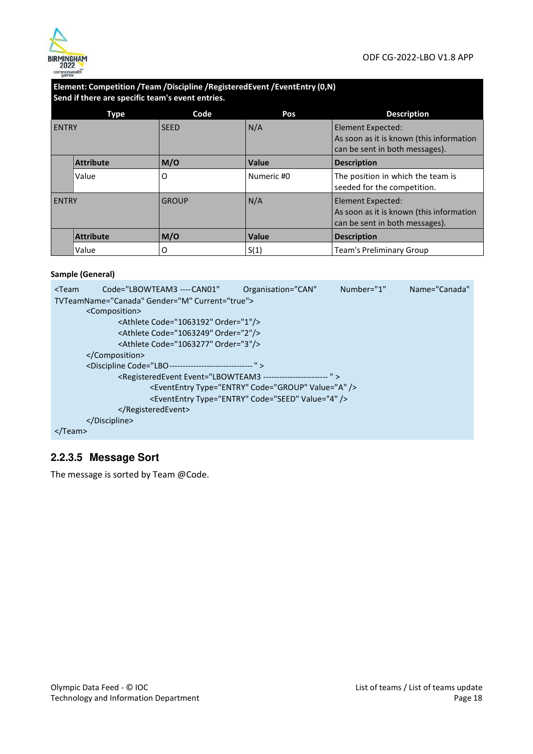**Element: Competition /Team /Discipline /RegisteredEvent /EventEntry (0,N)**
**Send if there are specific team's event entries.**

| Type | | Code | Pos | Description |
|---|---|---|---|---|
| ENTRY | | SEED | N/A | Element Expected: As soon as it is known (this information can be sent in both messages). |
| | **Attribute** | **M/O** | **Value** | **Description** |
| | Value | O | Numeric #0 | The position in which the team is seeded for the competition. |
| ENTRY | | GROUP | N/A | Element Expected: As soon as it is known (this information can be sent in both messages). |
| | **Attribute** | **M/O** | **Value** | **Description** |
| | Value | O | S(1) | Team's Preliminary Group |

**Sample (General)**

```
<Team Code="LBOWTEAM3 ----CAN01" Organisation="CAN" Number="1" Name="Canada"
TVTeamName="Canada" Gender="M" Current="true">
        <Composition>
                <Athlete Code="1063192" Order="1"/>
                <Athlete Code="1063249" Order="2"/>
                <Athlete Code="1063277" Order="3"/>
        </Composition>
        <Discipline Code="LBO-------------------------------" >
                <RegisteredEvent Event="LBOWTEAM3 ------------------------ " >
                        <EventEntry Type="ENTRY" Code="GROUP" Value="A" />
                        <EventEntry Type="ENTRY" Code="SEED" Value="4" />
                </RegisteredEvent>
        </Discipline>
</Team>
```

### 2.2.3.5 Message Sort

The message is sorted by Team @Code.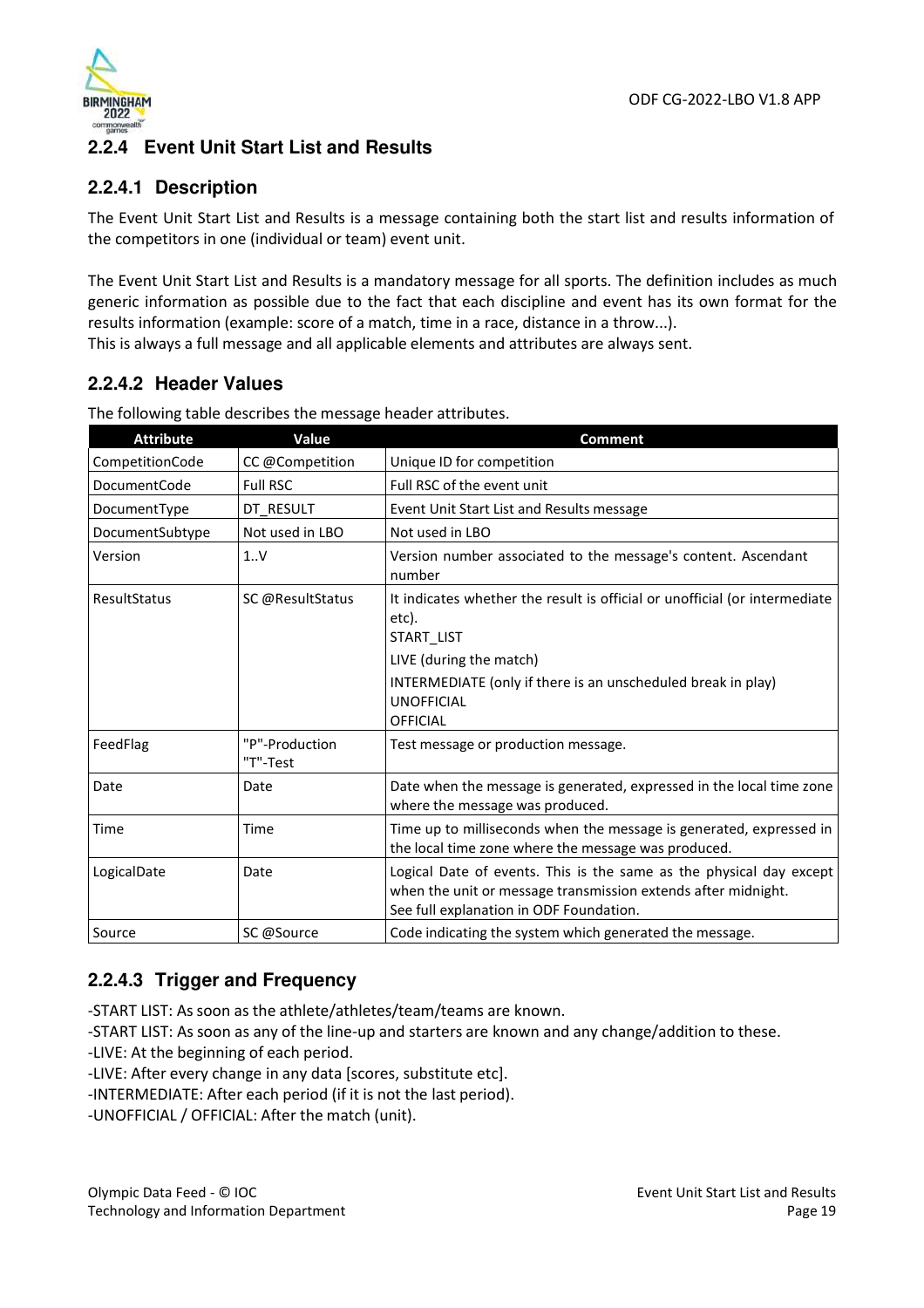## 2.2.4 Event Unit Start List and Results

### 2.2.4.1 Description

The Event Unit Start List and Results is a message containing both the start list and results information of the competitors in one (individual or team) event unit.

The Event Unit Start List and Results is a mandatory message for all sports. The definition includes as much generic information as possible due to the fact that each discipline and event has its own format for the results information (example: score of a match, time in a race, distance in a throw...).
This is always a full message and all applicable elements and attributes are always sent.

### 2.2.4.2 Header Values

The following table describes the message header attributes.

| Attribute | Value | Comment |
|---|---|---|
| CompetitionCode | CC @Competition | Unique ID for competition |
| DocumentCode | Full RSC | Full RSC of the event unit |
| DocumentType | DT_RESULT | Event Unit Start List and Results message |
| DocumentSubtype | Not used in LBO | Not used in LBO |
| Version | 1..V | Version number associated to the message's content. Ascendant number |
| ResultStatus | SC @ResultStatus | It indicates whether the result is official or unofficial (or intermediate etc).<br>START_LIST<br>LIVE (during the match)<br>INTERMEDIATE (only if there is an unscheduled break in play)<br>UNOFFICIAL<br>OFFICIAL |
| FeedFlag | "P"-Production<br>"T"-Test | Test message or production message. |
| Date | Date | Date when the message is generated, expressed in the local time zone where the message was produced. |
| Time | Time | Time up to milliseconds when the message is generated, expressed in the local time zone where the message was produced. |
| LogicalDate | Date | Logical Date of events. This is the same as the physical day except when the unit or message transmission extends after midnight.<br>See full explanation in ODF Foundation. |
| Source | SC @Source | Code indicating the system which generated the message. |

### 2.2.4.3 Trigger and Frequency

-START LIST: As soon as the athlete/athletes/team/teams are known.
-START LIST: As soon as any of the line-up and starters are known and any change/addition to these.
-LIVE: At the beginning of each period.
-LIVE: After every change in any data [scores, substitute etc].
-INTERMEDIATE: After each period (if it is not the last period).
-UNOFFICIAL / OFFICIAL: After the match (unit).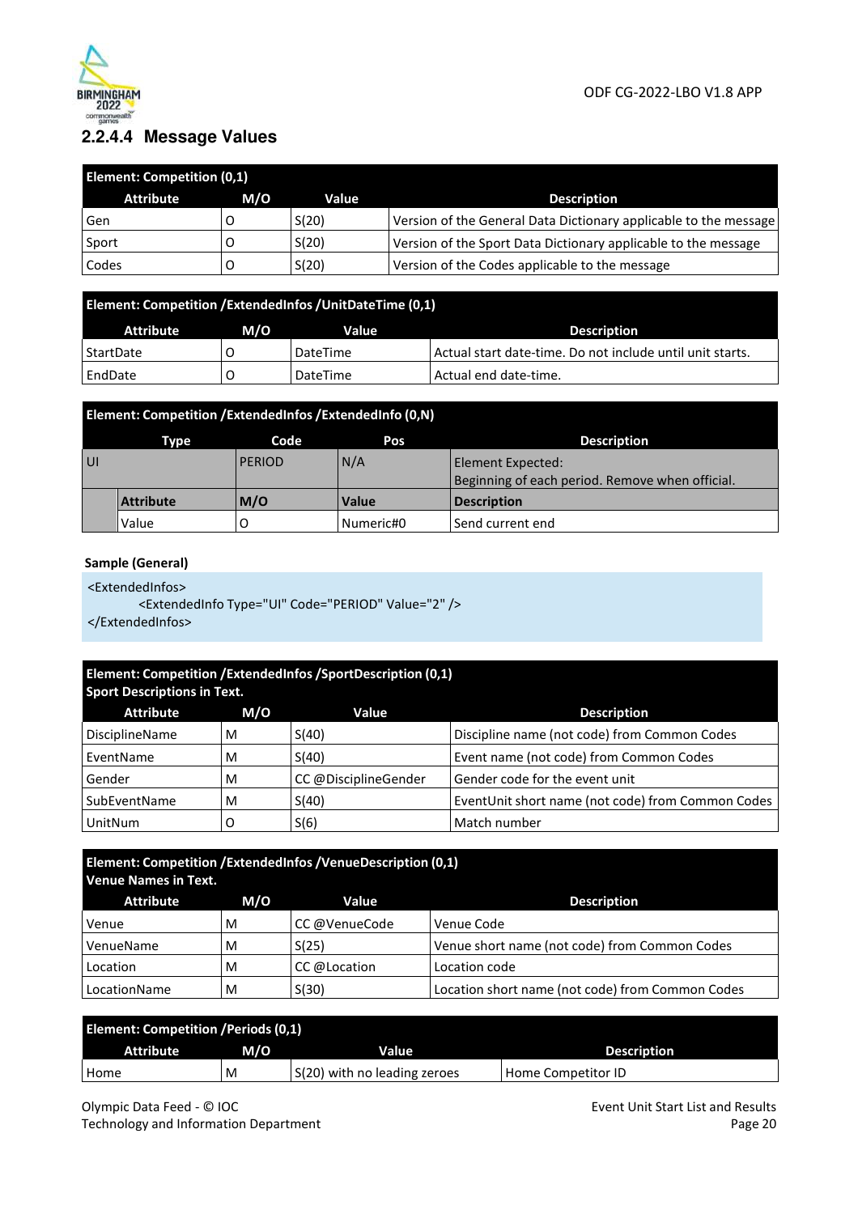### 2.2.4.4 Message Values

| Element: Competition (0,1) | | | |
|---|---|---|---|
| **Attribute** | **M/O** | **Value** | **Description** |
| Gen | O | S(20) | Version of the General Data Dictionary applicable to the message |
| Sport | O | S(20) | Version of the Sport Data Dictionary applicable to the message |
| Codes | O | S(20) | Version of the Codes applicable to the message |

| Element: Competition /ExtendedInfos /UnitDateTime (0,1) | | | |
|---|---|---|---|
| **Attribute** | **M/O** | **Value** | **Description** |
| StartDate | O | DateTime | Actual start date-time. Do not include until unit starts. |
| EndDate | O | DateTime | Actual end date-time. |

| Element: Competition /ExtendedInfos /ExtendedInfo (0,N) | | | | |
|---|---|---|---|---|
| **Type** | | **Code** | **Pos** | **Description** |
| UI | | PERIOD | N/A | Element Expected:<br>Beginning of each period. Remove when official. |
| | **Attribute** | **M/O** | **Value** | **Description** |
| | Value | O | Numeric#0 | Send current end |

**Sample (General)**

```
<ExtendedInfos>
        <ExtendedInfo Type="UI" Code="PERIOD" Value="2" />
</ExtendedInfos>
```

| Element: Competition /ExtendedInfos /SportDescription (0,1)<br>Sport Descriptions in Text. | | | |
|---|---|---|---|
| **Attribute** | **M/O** | **Value** | **Description** |
| DisciplineName | M | S(40) | Discipline name (not code) from Common Codes |
| EventName | M | S(40) | Event name (not code) from Common Codes |
| Gender | M | CC @DisciplineGender | Gender code for the event unit |
| SubEventName | M | S(40) | EventUnit short name (not code) from Common Codes |
| UnitNum | O | S(6) | Match number |

| Element: Competition /ExtendedInfos /VenueDescription (0,1)<br>Venue Names in Text. | | | |
|---|---|---|---|
| **Attribute** | **M/O** | **Value** | **Description** |
| Venue | M | CC @VenueCode | Venue Code |
| VenueName | M | S(25) | Venue short name (not code) from Common Codes |
| Location | M | CC @Location | Location code |
| LocationName | M | S(30) | Location short name (not code) from Common Codes |

| Element: Competition /Periods (0,1) | | | |
|---|---|---|---|
| **Attribute** | **M/O** | **Value** | **Description** |
| Home | M | S(20) with no leading zeroes | Home Competitor ID |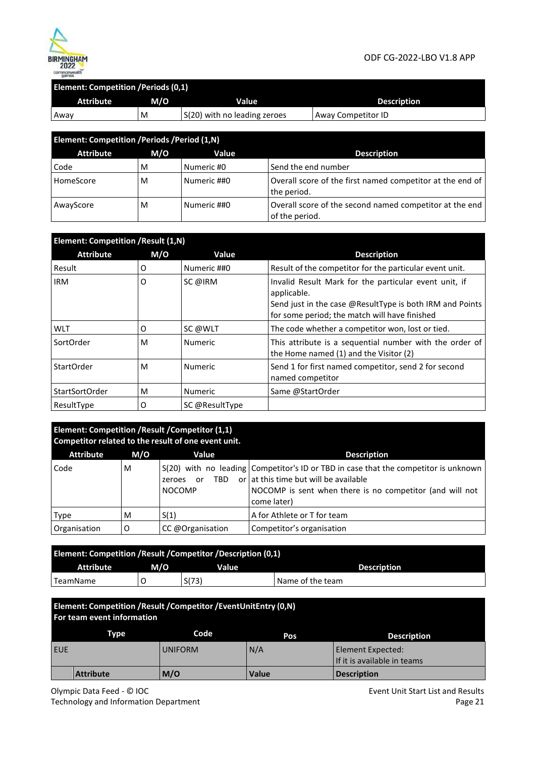| Element: Competition /Periods (0,1) | | | |
|---|---|---|---|
| **Attribute** | **M/O** | **Value** | **Description** |
| Away | M | S(20) with no leading zeroes | Away Competitor ID |

| Element: Competition /Periods /Period (1,N) | | | |
|---|---|---|---|
| **Attribute** | **M/O** | **Value** | **Description** |
| Code | M | Numeric #0 | Send the end number |
| HomeScore | M | Numeric ##0 | Overall score of the first named competitor at the end of the period. |
| AwayScore | M | Numeric ##0 | Overall score of the second named competitor at the end of the period. |

| Element: Competition /Result (1,N) | | | |
|---|---|---|---|
| **Attribute** | **M/O** | **Value** | **Description** |
| Result | O | Numeric ##0 | Result of the competitor for the particular event unit. |
| IRM | O | SC @IRM | Invalid Result Mark for the particular event unit, if applicable.<br>Send just in the case @ResultType is both IRM and Points for some period; the match will have finished |
| WLT | O | SC @WLT | The code whether a competitor won, lost or tied. |
| SortOrder | M | Numeric | This attribute is a sequential number with the order of the Home named (1) and the Visitor (2) |
| StartOrder | M | Numeric | Send 1 for first named competitor, send 2 for second named competitor |
| StartSortOrder | M | Numeric | Same @StartOrder |
| ResultType | O | SC @ResultType | |

| Element: Competition /Result /Competitor (1,1)<br>Competitor related to the result of one event unit. | | | |
|---|---|---|---|
| **Attribute** | **M/O** | **Value** | **Description** |
| Code | M | S(20) with no leading zeroes or TBD or NOCOMP | Competitor's ID or TBD in case that the competitor is unknown at this time but will be available<br>NOCOMP is sent when there is no competitor (and will not come later) |
| Type | M | S(1) | A for Athlete or T for team |
| Organisation | O | CC @Organisation | Competitor's organisation |

| Element: Competition /Result /Competitor /Description (0,1) | | | |
|---|---|---|---|
| **Attribute** | **M/O** | **Value** | **Description** |
| TeamName | O | S(73) | Name of the team |

| Element: Competition /Result /Competitor /EventUnitEntry (0,N)<br>For team event information | | | |
|---|---|---|---|
| **Type** | **Code** | **Pos** | **Description** |
| EUE | UNIFORM | N/A | Element Expected:<br>If it is available in teams |
| **Attribute** | **M/O** | **Value** | **Description** |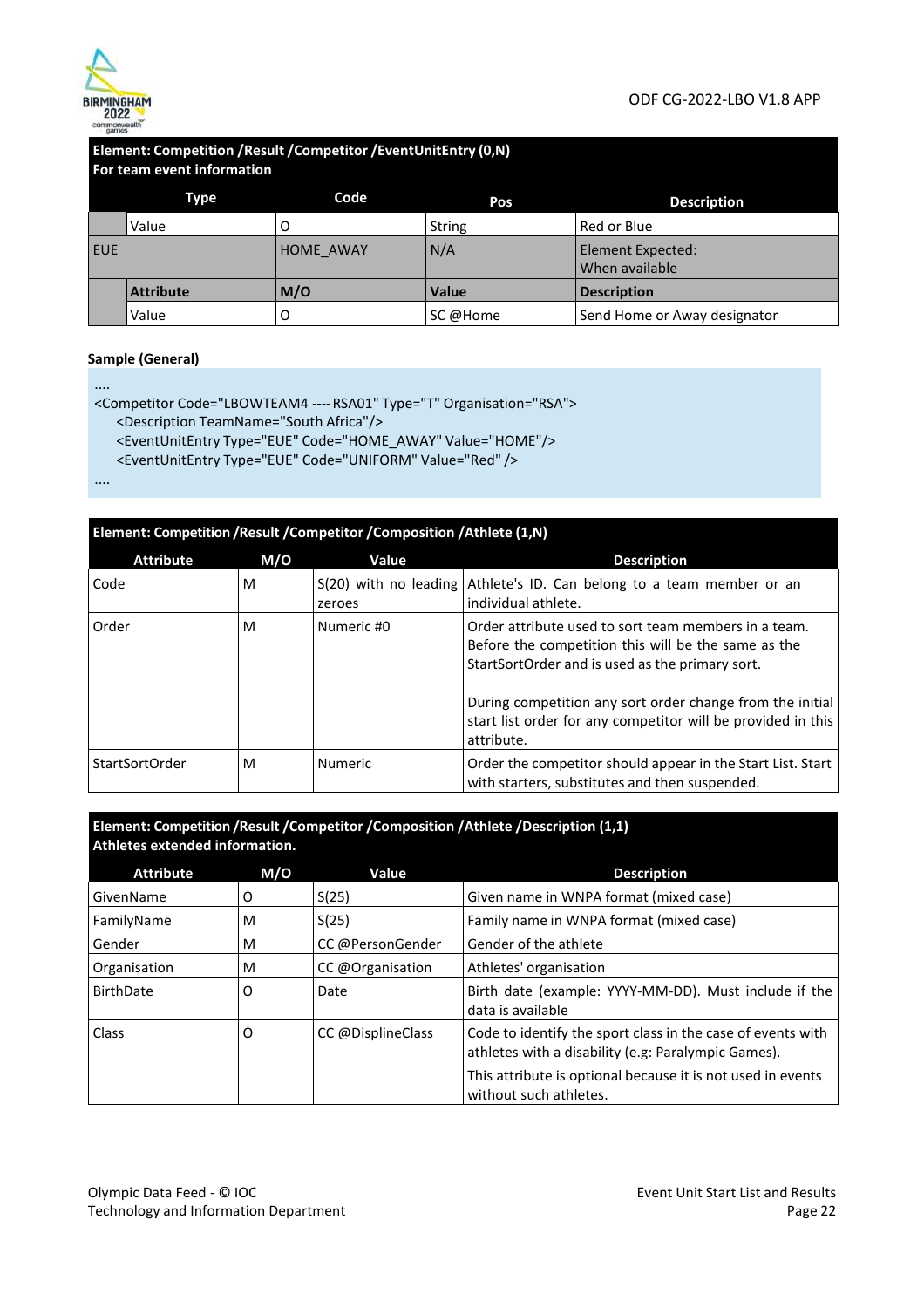**Element: Competition /Result /Competitor /EventUnitEntry (0,N)**
**For team event information**

| | Type | Code | Pos | Description |
|---|---|---|---|---|
| | Value | O | String | Red or Blue |
| EUE | | HOME_AWAY | N/A | Element Expected: When available |
| | **Attribute** | **M/O** | **Value** | **Description** |
| | Value | O | SC @Home | Send Home or Away designator |

**Sample (General)**

```
....
<Competitor Code="LBOWTEAM4 ----RSA01" Type="T" Organisation="RSA">
    <Description TeamName="South Africa"/>
    <EventUnitEntry Type="EUE" Code="HOME_AWAY" Value="HOME"/>
    <EventUnitEntry Type="EUE" Code="UNIFORM" Value="Red" />
....
```

**Element: Competition /Result /Competitor /Composition /Athlete (1,N)**

| Attribute | M/O | Value | Description |
|---|---|---|---|
| Code | M | S(20) with no leading zeroes | Athlete's ID. Can belong to a team member or an individual athlete. |
| Order | M | Numeric #0 | Order attribute used to sort team members in a team. Before the competition this will be the same as the StartSortOrder and is used as the primary sort.<br><br>During competition any sort order change from the initial start list order for any competitor will be provided in this attribute. |
| StartSortOrder | M | Numeric | Order the competitor should appear in the Start List. Start with starters, substitutes and then suspended. |

**Element: Competition /Result /Competitor /Composition /Athlete /Description (1,1)**
**Athletes extended information.**

| Attribute | M/O | Value | Description |
|---|---|---|---|
| GivenName | O | S(25) | Given name in WNPA format (mixed case) |
| FamilyName | M | S(25) | Family name in WNPA format (mixed case) |
| Gender | M | CC @PersonGender | Gender of the athlete |
| Organisation | M | CC @Organisation | Athletes' organisation |
| BirthDate | O | Date | Birth date (example: YYYY-MM-DD). Must include if the data is available |
| Class | O | CC @DisplineClass | Code to identify the sport class in the case of events with athletes with a disability (e.g: Paralympic Games).<br><br>This attribute is optional because it is not used in events without such athletes. |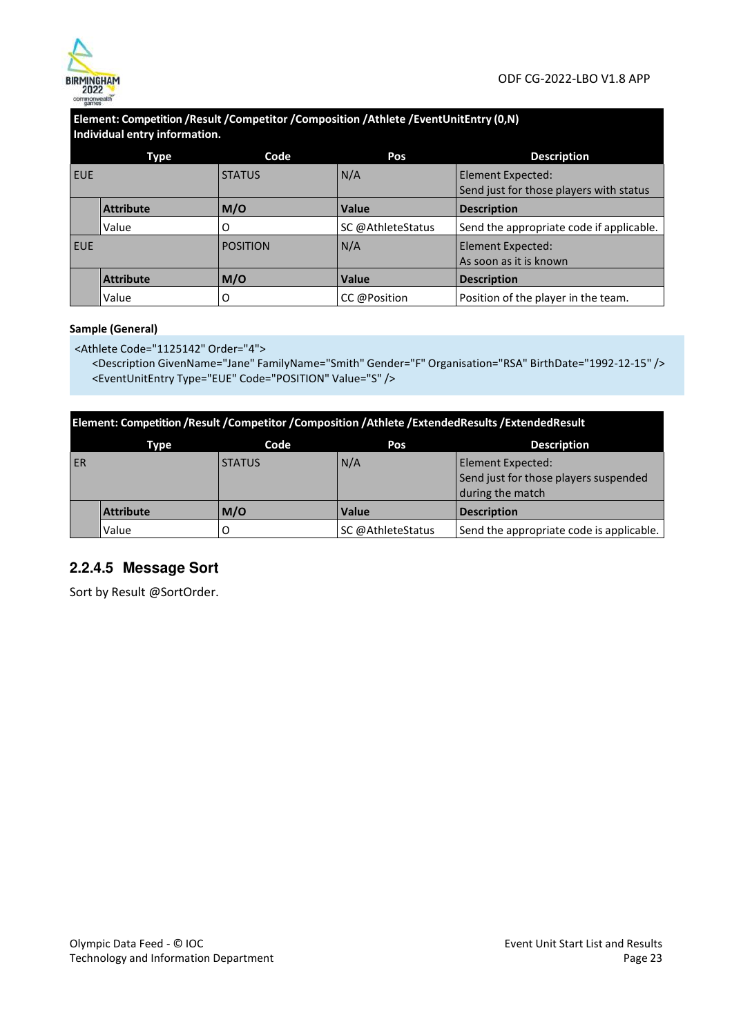**Element: Competition /Result /Competitor /Composition /Athlete /EventUnitEntry (0,N)**
**Individual entry information.**

| Type | | Code | Pos | Description |
|---|---|---|---|---|
| EUE | | STATUS | N/A | Element Expected:<br>Send just for those players with status |
| | **Attribute** | **M/O** | **Value** | **Description** |
| | Value | O | SC @AthleteStatus | Send the appropriate code if applicable. |
| EUE | | POSITION | N/A | Element Expected:<br>As soon as it is known |
| | **Attribute** | **M/O** | **Value** | **Description** |
| | Value | O | CC @Position | Position of the player in the team. |

**Sample (General)**

```
<Athlete Code="1125142" Order="4">
    <Description GivenName="Jane" FamilyName="Smith" Gender="F" Organisation="RSA" BirthDate="1992-12-15" />
    <EventUnitEntry Type="EUE" Code="POSITION" Value="S" />
```

**Element: Competition /Result /Competitor /Composition /Athlete /ExtendedResults /ExtendedResult**

| Type | | Code | Pos | Description |
|---|---|---|---|---|
| ER | | STATUS | N/A | Element Expected:<br>Send just for those players suspended during the match |
| | **Attribute** | **M/O** | **Value** | **Description** |
| | Value | O | SC @AthleteStatus | Send the appropriate code is applicable. |

### 2.2.4.5 Message Sort

Sort by Result @SortOrder.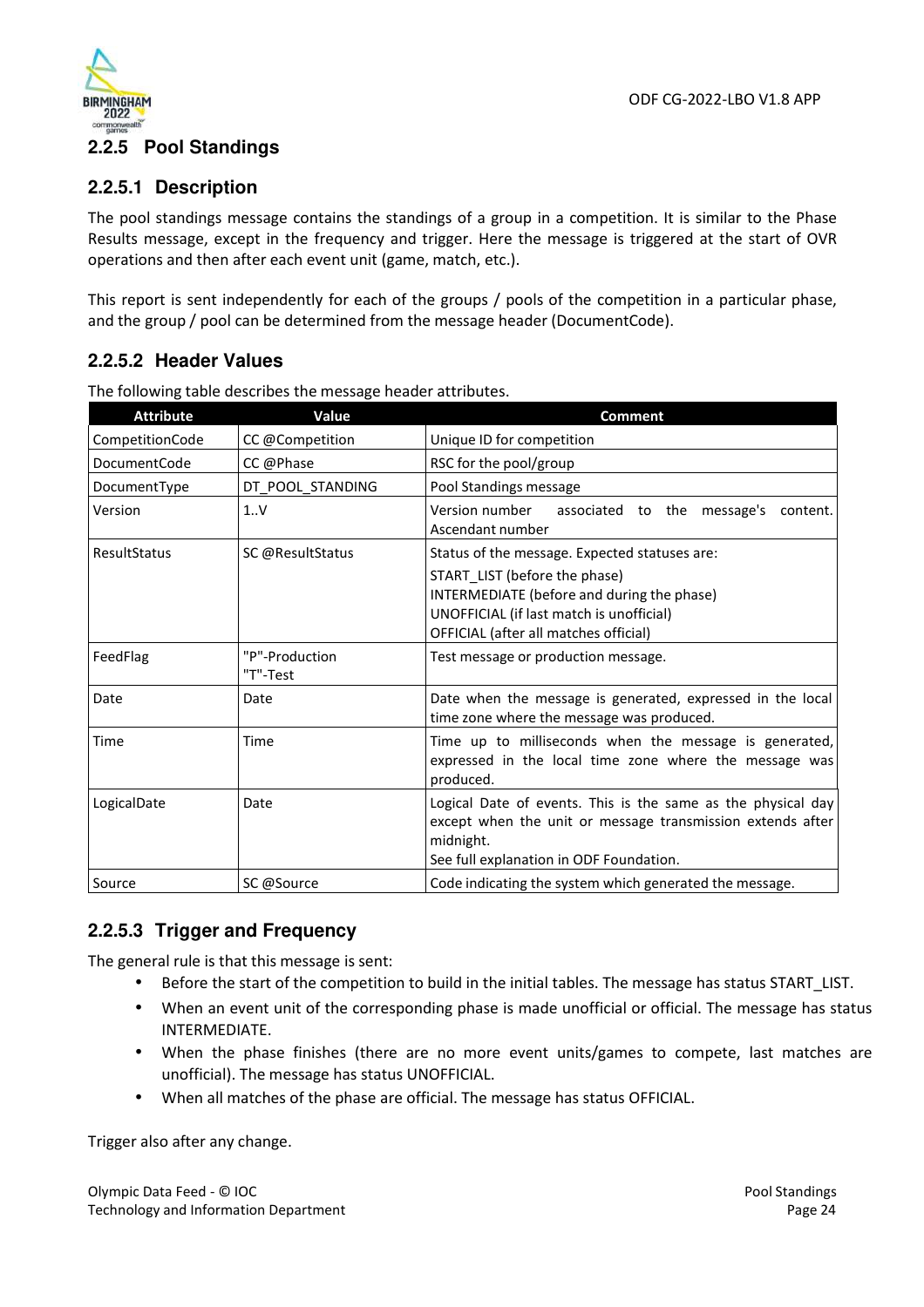## 2.2.5 Pool Standings

### 2.2.5.1 Description

The pool standings message contains the standings of a group in a competition. It is similar to the Phase Results message, except in the frequency and trigger. Here the message is triggered at the start of OVR operations and then after each event unit (game, match, etc.).

This report is sent independently for each of the groups / pools of the competition in a particular phase, and the group / pool can be determined from the message header (DocumentCode).

### 2.2.5.2 Header Values

The following table describes the message header attributes.

| Attribute | Value | Comment |
|---|---|---|
| CompetitionCode | CC @Competition | Unique ID for competition |
| DocumentCode | CC @Phase | RSC for the pool/group |
| DocumentType | DT_POOL_STANDING | Pool Standings message |
| Version | 1..V | Version number associated to the message's content. Ascendant number |
| ResultStatus | SC @ResultStatus | Status of the message. Expected statuses are:<br>START_LIST (before the phase)<br>INTERMEDIATE (before and during the phase)<br>UNOFFICIAL (if last match is unofficial)<br>OFFICIAL (after all matches official) |
| FeedFlag | "P"-Production<br>"T"-Test | Test message or production message. |
| Date | Date | Date when the message is generated, expressed in the local time zone where the message was produced. |
| Time | Time | Time up to milliseconds when the message is generated, expressed in the local time zone where the message was produced. |
| LogicalDate | Date | Logical Date of events. This is the same as the physical day except when the unit or message transmission extends after midnight.<br>See full explanation in ODF Foundation. |
| Source | SC @Source | Code indicating the system which generated the message. |

### 2.2.5.3 Trigger and Frequency

The general rule is that this message is sent:

- Before the start of the competition to build in the initial tables. The message has status START_LIST.
- When an event unit of the corresponding phase is made unofficial or official. The message has status INTERMEDIATE.
- When the phase finishes (there are no more event units/games to compete, last matches are unofficial). The message has status UNOFFICIAL.
- When all matches of the phase are official. The message has status OFFICIAL.

Trigger also after any change.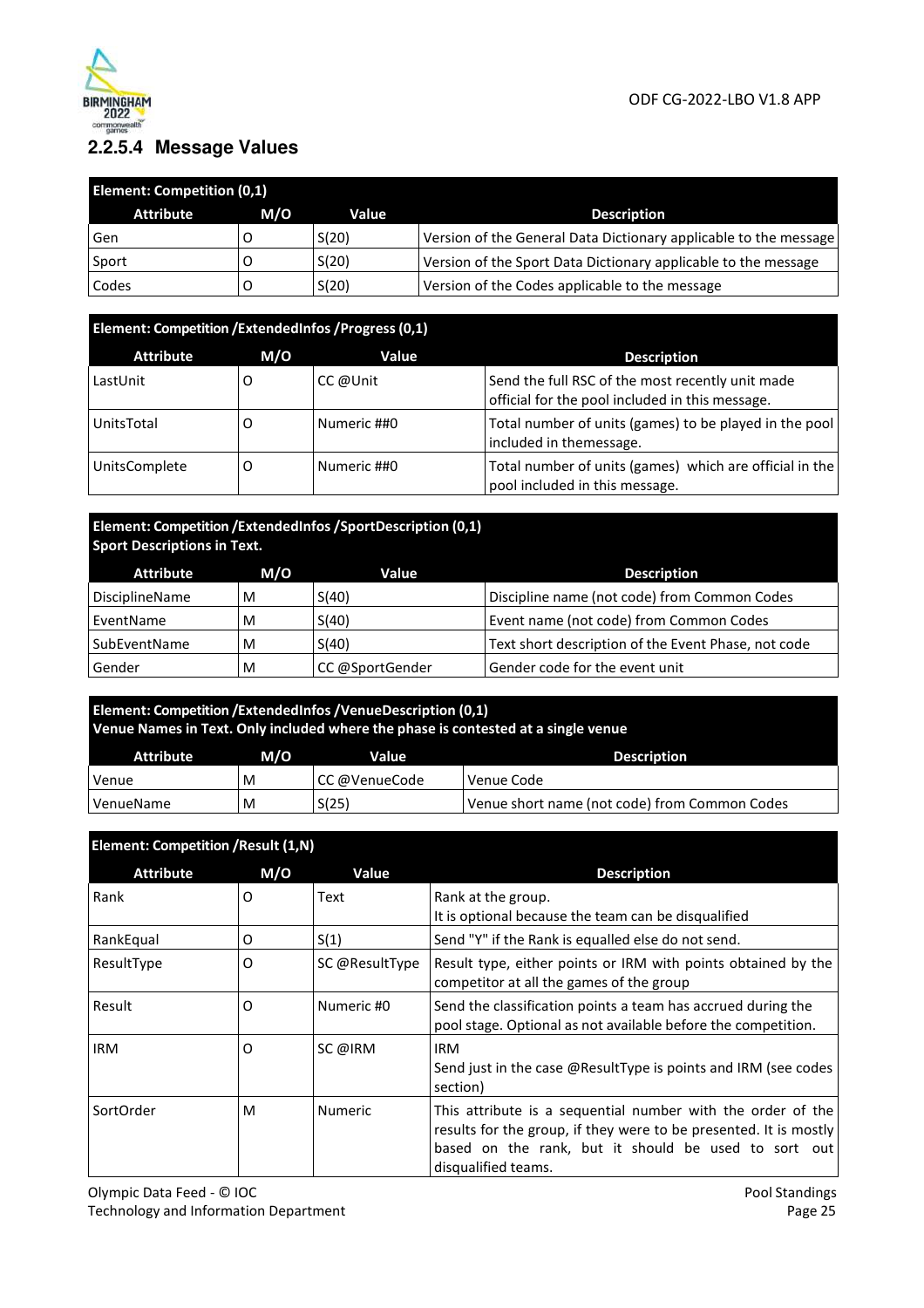### 2.2.5.4 Message Values

| Element: Competition (0,1) | | | |
|---|---|---|---|
| **Attribute** | **M/O** | **Value** | **Description** |
| Gen | O | S(20) | Version of the General Data Dictionary applicable to the message |
| Sport | O | S(20) | Version of the Sport Data Dictionary applicable to the message |
| Codes | O | S(20) | Version of the Codes applicable to the message |

| Element: Competition /ExtendedInfos /Progress (0,1) | | | |
|---|---|---|---|
| **Attribute** | **M/O** | **Value** | **Description** |
| LastUnit | O | CC @Unit | Send the full RSC of the most recently unit made official for the pool included in this message. |
| UnitsTotal | O | Numeric ##0 | Total number of units (games) to be played in the pool included in themessage. |
| UnitsComplete | O | Numeric ##0 | Total number of units (games) which are official in the pool included in this message. |

| Element: Competition /ExtendedInfos /SportDescription (0,1) Sport Descriptions in Text. | | | |
|---|---|---|---|
| **Attribute** | **M/O** | **Value** | **Description** |
| DisciplineName | M | S(40) | Discipline name (not code) from Common Codes |
| EventName | M | S(40) | Event name (not code) from Common Codes |
| SubEventName | M | S(40) | Text short description of the Event Phase, not code |
| Gender | M | CC @SportGender | Gender code for the event unit |

| Element: Competition /ExtendedInfos /VenueDescription (0,1) Venue Names in Text. Only included where the phase is contested at a single venue | | | |
|---|---|---|---|
| **Attribute** | **M/O** | **Value** | **Description** |
| Venue | M | CC @VenueCode | Venue Code |
| VenueName | M | S(25) | Venue short name (not code) from Common Codes |

| Element: Competition /Result (1,N) | | | |
|---|---|---|---|
| **Attribute** | **M/O** | **Value** | **Description** |
| Rank | O | Text | Rank at the group.<br>It is optional because the team can be disqualified |
| RankEqual | O | S(1) | Send "Y" if the Rank is equalled else do not send. |
| ResultType | O | SC @ResultType | Result type, either points or IRM with points obtained by the competitor at all the games of the group |
| Result | O | Numeric #0 | Send the classification points a team has accrued during the pool stage. Optional as not available before the competition. |
| IRM | O | SC @IRM | IRM<br>Send just in the case @ResultType is points and IRM (see codes section) |
| SortOrder | M | Numeric | This attribute is a sequential number with the order of the results for the group, if they were to be presented. It is mostly based on the rank, but it should be used to sort out disqualified teams. |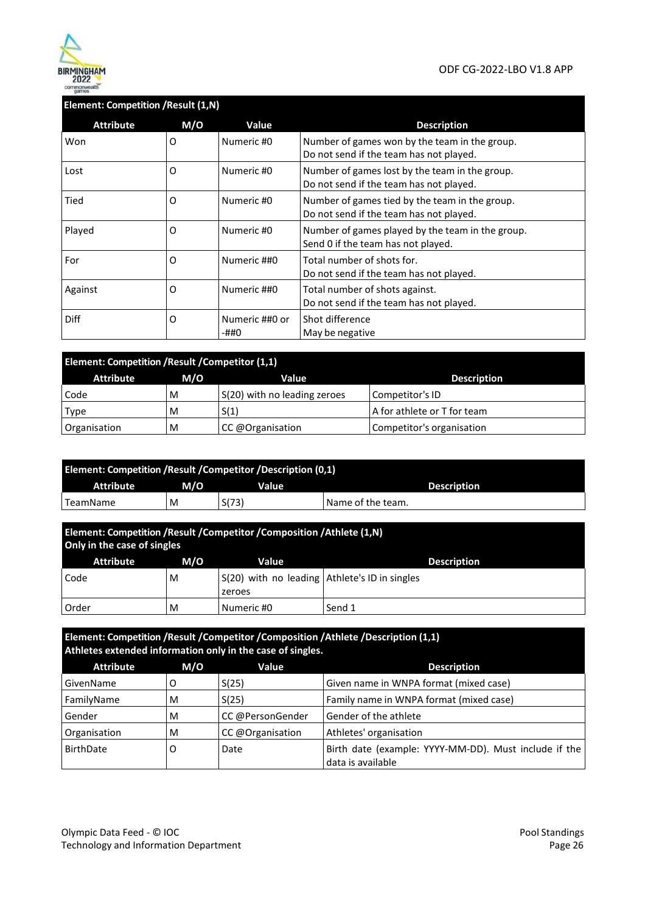| Element: Competition /Result (1,N) | | | |
|---|---|---|---|
| **Attribute** | **M/O** | **Value** | **Description** |
| Won | O | Numeric #0 | Number of games won by the team in the group. Do not send if the team has not played. |
| Lost | O | Numeric #0 | Number of games lost by the team in the group. Do not send if the team has not played. |
| Tied | O | Numeric #0 | Number of games tied by the team in the group. Do not send if the team has not played. |
| Played | O | Numeric #0 | Number of games played by the team in the group. Send 0 if the team has not played. |
| For | O | Numeric ##0 | Total number of shots for. Do not send if the team has not played. |
| Against | O | Numeric ##0 | Total number of shots against. Do not send if the team has not played. |
| Diff | O | Numeric ##0 or -##0 | Shot difference May be negative |

| Element: Competition /Result /Competitor (1,1) | | | |
|---|---|---|---|
| **Attribute** | **M/O** | **Value** | **Description** |
| Code | M | S(20) with no leading zeroes | Competitor's ID |
| Type | M | S(1) | A for athlete or T for team |
| Organisation | M | CC @Organisation | Competitor's organisation |

| Element: Competition /Result /Competitor /Description (0,1) | | | |
|---|---|---|---|
| **Attribute** | **M/O** | **Value** | **Description** |
| TeamName | M | S(73) | Name of the team. |

| Element: Competition /Result /Competitor /Composition /Athlete (1,N) Only in the case of singles | | | |
|---|---|---|---|
| **Attribute** | **M/O** | **Value** | **Description** |
| Code | M | S(20) with no leading zeroes | Athlete's ID in singles |
| Order | M | Numeric #0 | Send 1 |

| Element: Competition /Result /Competitor /Composition /Athlete /Description (1,1) Athletes extended information only in the case of singles. | | | |
|---|---|---|---|
| **Attribute** | **M/O** | **Value** | **Description** |
| GivenName | O | S(25) | Given name in WNPA format (mixed case) |
| FamilyName | M | S(25) | Family name in WNPA format (mixed case) |
| Gender | M | CC @PersonGender | Gender of the athlete |
| Organisation | M | CC @Organisation | Athletes' organisation |
| BirthDate | O | Date | Birth date (example: YYYY-MM-DD). Must include if the data is available |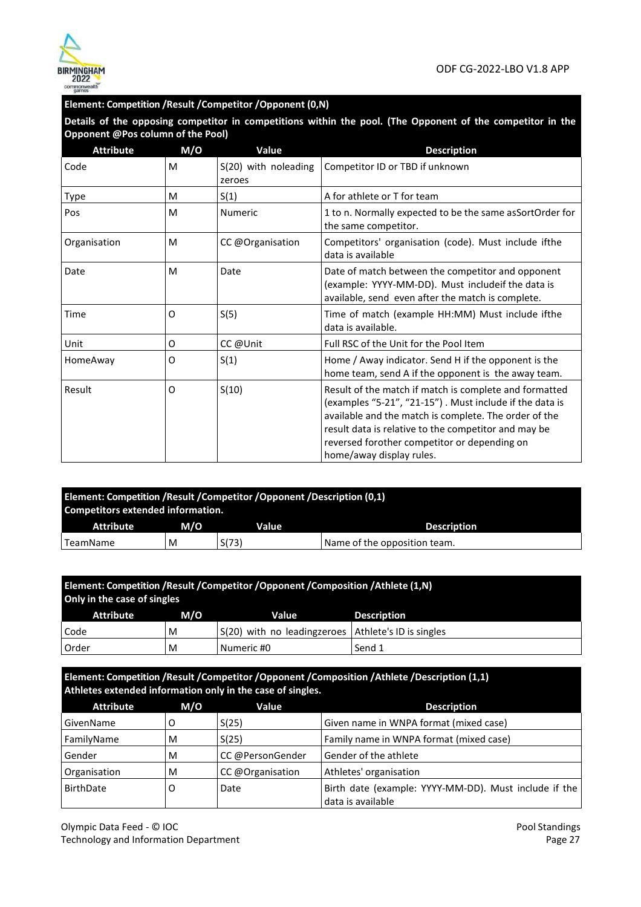**Element: Competition /Result /Competitor /Opponent (0,N)**

**Details of the opposing competitor in competitions within the pool. (The Opponent of the competitor in the Opponent @Pos column of the Pool)**

| Attribute | M/O | Value | Description |
|---|---|---|---|
| Code | M | S(20) with noleading zeroes | Competitor ID or TBD if unknown |
| Type | M | S(1) | A for athlete or T for team |
| Pos | M | Numeric | 1 to n. Normally expected to be the same asSortOrder for the same competitor. |
| Organisation | M | CC @Organisation | Competitors' organisation (code). Must include ifthe data is available |
| Date | M | Date | Date of match between the competitor and opponent (example: YYYY-MM-DD). Must includeif the data is available, send even after the match is complete. |
| Time | O | S(5) | Time of match (example HH:MM) Must include ifthe data is available. |
| Unit | O | CC @Unit | Full RSC of the Unit for the Pool Item |
| HomeAway | O | S(1) | Home / Away indicator. Send H if the opponent is the home team, send A if the opponent is the away team. |
| Result | O | S(10) | Result of the match if match is complete and formatted (examples "5-21", "21-15") . Must include if the data is available and the match is complete. The order of the result data is relative to the competitor and may be reversed forother competitor or depending on home/away display rules. |

**Element: Competition /Result /Competitor /Opponent /Description (0,1)**
**Competitors extended information.**

| Attribute | M/O | Value | Description |
|---|---|---|---|
| TeamName | M | S(73) | Name of the opposition team. |

**Element: Competition /Result /Competitor /Opponent /Composition /Athlete (1,N)**
**Only in the case of singles**

| Attribute | M/O | Value | Description |
|---|---|---|---|
| Code | M | S(20) with no leadingzeroes | Athlete's ID is singles |
| Order | M | Numeric #0 | Send 1 |

**Element: Competition /Result /Competitor /Opponent /Composition /Athlete /Description (1,1)**
**Athletes extended information only in the case of singles.**

| Attribute | M/O | Value | Description |
|---|---|---|---|
| GivenName | O | S(25) | Given name in WNPA format (mixed case) |
| FamilyName | M | S(25) | Family name in WNPA format (mixed case) |
| Gender | M | CC @PersonGender | Gender of the athlete |
| Organisation | M | CC @Organisation | Athletes' organisation |
| BirthDate | O | Date | Birth date (example: YYYY-MM-DD). Must include if the data is available |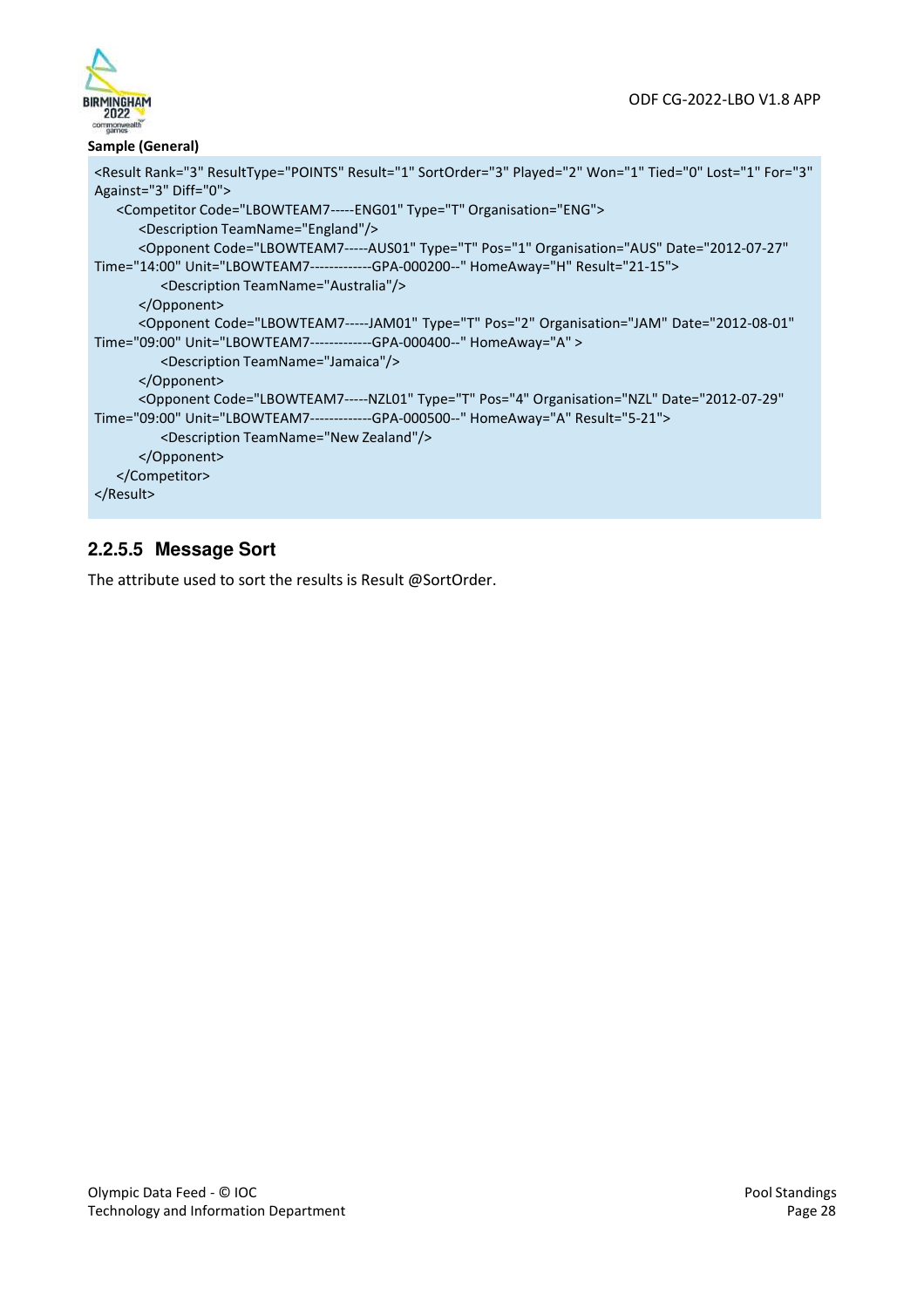**Sample (General)**

```
<Result Rank="3" ResultType="POINTS" Result="1" SortOrder="3" Played="2" Won="1" Tied="0" Lost="1" For="3" Against="3" Diff="0">
    <Competitor Code="LBOWTEAM7-----ENG01" Type="T" Organisation="ENG">
        <Description TeamName="England"/>
        <Opponent Code="LBOWTEAM7-----AUS01" Type="T" Pos="1" Organisation="AUS" Date="2012-07-27" Time="14:00" Unit="LBOWTEAM7-------------GPA-000200--" HomeAway="H" Result="21-15">
            <Description TeamName="Australia"/>
        </Opponent>
        <Opponent Code="LBOWTEAM7-----JAM01" Type="T" Pos="2" Organisation="JAM" Date="2012-08-01" Time="09:00" Unit="LBOWTEAM7-------------GPA-000400--" HomeAway="A" >
            <Description TeamName="Jamaica"/>
        </Opponent>
        <Opponent Code="LBOWTEAM7-----NZL01" Type="T" Pos="4" Organisation="NZL" Date="2012-07-29" Time="09:00" Unit="LBOWTEAM7-------------GPA-000500--" HomeAway="A" Result="5-21">
            <Description TeamName="New Zealand"/>
        </Opponent>
    </Competitor>
</Result>
```

### 2.2.5.5 Message Sort

The attribute used to sort the results is Result @SortOrder.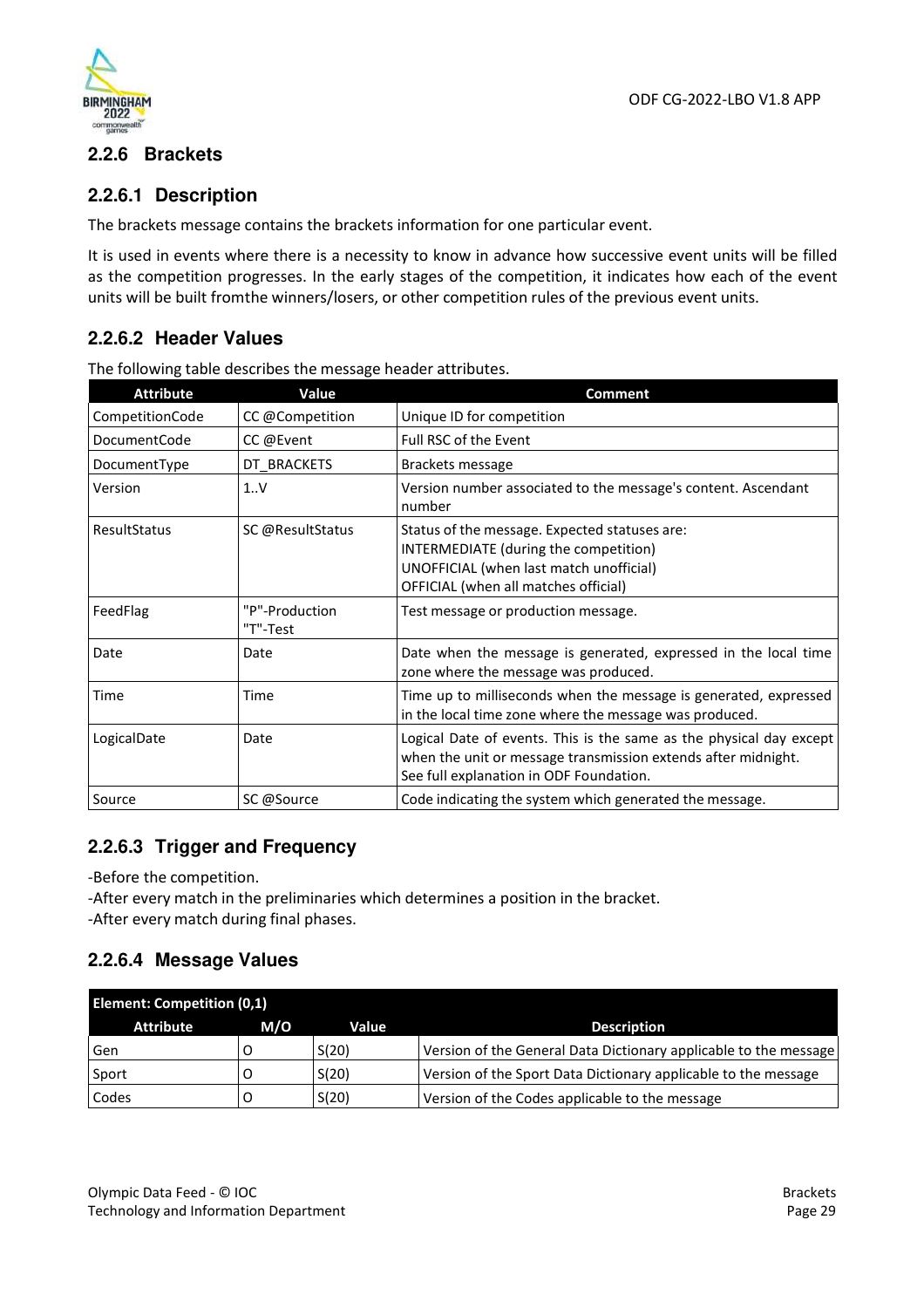### 2.2.6 Brackets

#### 2.2.6.1 Description

The brackets message contains the brackets information for one particular event.

It is used in events where there is a necessity to know in advance how successive event units will be filled as the competition progresses. In the early stages of the competition, it indicates how each of the event units will be built fromthe winners/losers, or other competition rules of the previous event units.

#### 2.2.6.2 Header Values

The following table describes the message header attributes.

| Attribute | Value | Comment |
|---|---|---|
| CompetitionCode | CC @Competition | Unique ID for competition |
| DocumentCode | CC @Event | Full RSC of the Event |
| DocumentType | DT_BRACKETS | Brackets message |
| Version | 1..V | Version number associated to the message's content. Ascendant number |
| ResultStatus | SC @ResultStatus | Status of the message. Expected statuses are:<br>INTERMEDIATE (during the competition)<br>UNOFFICIAL (when last match unofficial)<br>OFFICIAL (when all matches official) |
| FeedFlag | "P"-Production<br>"T"-Test | Test message or production message. |
| Date | Date | Date when the message is generated, expressed in the local time zone where the message was produced. |
| Time | Time | Time up to milliseconds when the message is generated, expressed in the local time zone where the message was produced. |
| LogicalDate | Date | Logical Date of events. This is the same as the physical day except when the unit or message transmission extends after midnight.<br>See full explanation in ODF Foundation. |
| Source | SC @Source | Code indicating the system which generated the message. |

#### 2.2.6.3 Trigger and Frequency

-Before the competition.
-After every match in the preliminaries which determines a position in the bracket.
-After every match during final phases.

#### 2.2.6.4 Message Values

| Element: Competition (0,1) | | | |
|---|---|---|---|
| **Attribute** | **M/O** | **Value** | **Description** |
| Gen | O | S(20) | Version of the General Data Dictionary applicable to the message |
| Sport | O | S(20) | Version of the Sport Data Dictionary applicable to the message |
| Codes | O | S(20) | Version of the Codes applicable to the message |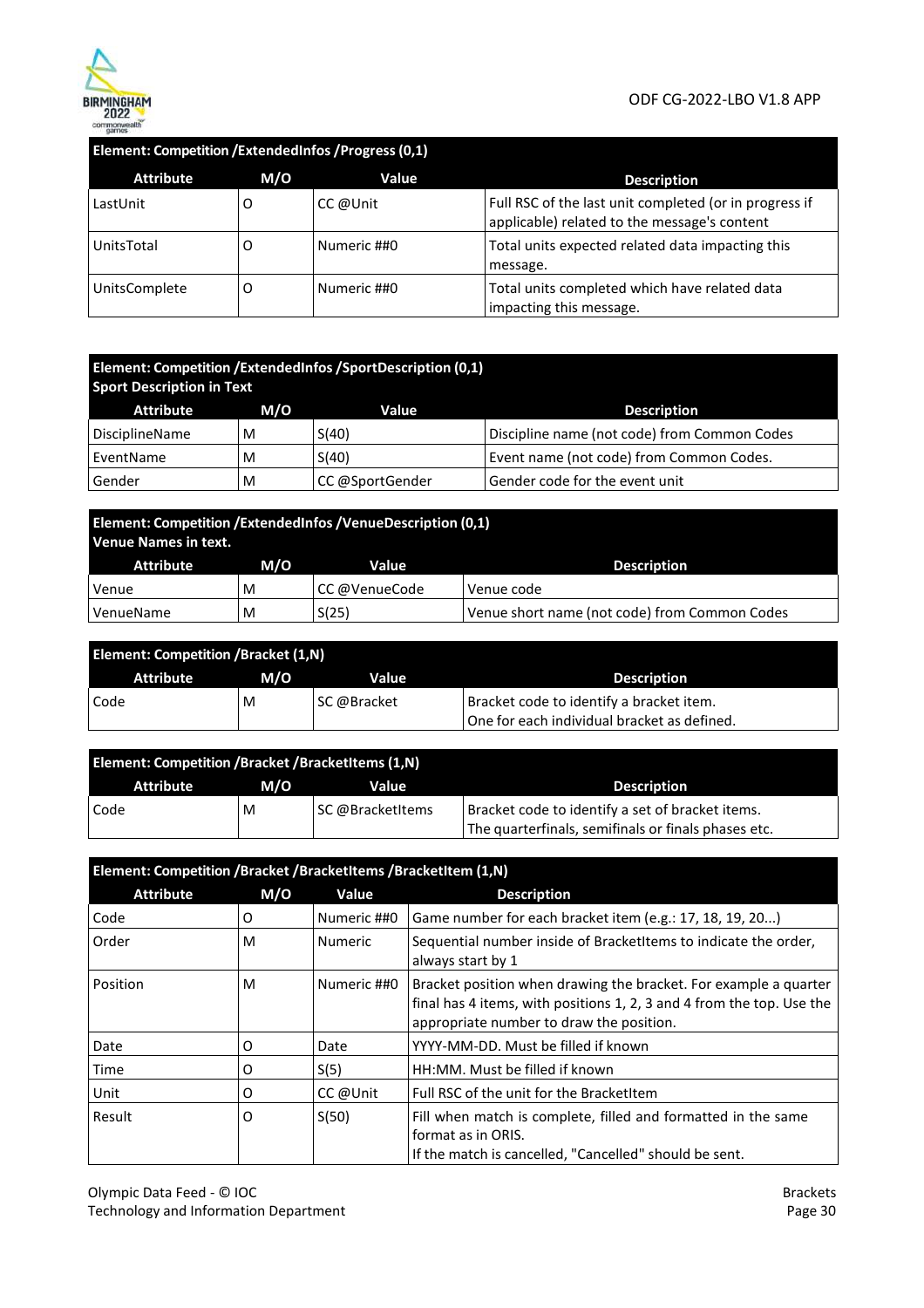| Element: Competition /ExtendedInfos /Progress (0,1) | | | |
|---|---|---|---|
| **Attribute** | **M/O** | **Value** | **Description** |
| LastUnit | O | CC @Unit | Full RSC of the last unit completed (or in progress if applicable) related to the message's content |
| UnitsTotal | O | Numeric ##0 | Total units expected related data impacting this message. |
| UnitsComplete | O | Numeric ##0 | Total units completed which have related data impacting this message. |

| Element: Competition /ExtendedInfos /SportDescription (0,1) Sport Description in Text | | | |
|---|---|---|---|
| **Attribute** | **M/O** | **Value** | **Description** |
| DisciplineName | M | S(40) | Discipline name (not code) from Common Codes |
| EventName | M | S(40) | Event name (not code) from Common Codes. |
| Gender | M | CC @SportGender | Gender code for the event unit |

| Element: Competition /ExtendedInfos /VenueDescription (0,1) Venue Names in text. | | | |
|---|---|---|---|
| **Attribute** | **M/O** | **Value** | **Description** |
| Venue | M | CC @VenueCode | Venue code |
| VenueName | M | S(25) | Venue short name (not code) from Common Codes |

| Element: Competition /Bracket (1,N) | | | |
|---|---|---|---|
| **Attribute** | **M/O** | **Value** | **Description** |
| Code | M | SC @Bracket | Bracket code to identify a bracket item. One for each individual bracket as defined. |

| Element: Competition /Bracket /BracketItems (1,N) | | | |
|---|---|---|---|
| **Attribute** | **M/O** | **Value** | **Description** |
| Code | M | SC @BracketItems | Bracket code to identify a set of bracket items. The quarterfinals, semifinals or finals phases etc. |

| Element: Competition /Bracket /BracketItems /BracketItem (1,N) | | | |
|---|---|---|---|
| **Attribute** | **M/O** | **Value** | **Description** |
| Code | O | Numeric ##0 | Game number for each bracket item (e.g.: 17, 18, 19, 20...) |
| Order | M | Numeric | Sequential number inside of BracketItems to indicate the order, always start by 1 |
| Position | M | Numeric ##0 | Bracket position when drawing the bracket. For example a quarter final has 4 items, with positions 1, 2, 3 and 4 from the top. Use the appropriate number to draw the position. |
| Date | O | Date | YYYY-MM-DD. Must be filled if known |
| Time | O | S(5) | HH:MM. Must be filled if known |
| Unit | O | CC @Unit | Full RSC of the unit for the BracketItem |
| Result | O | S(50) | Fill when match is complete, filled and formatted in the same format as in ORIS. If the match is cancelled, "Cancelled" should be sent. |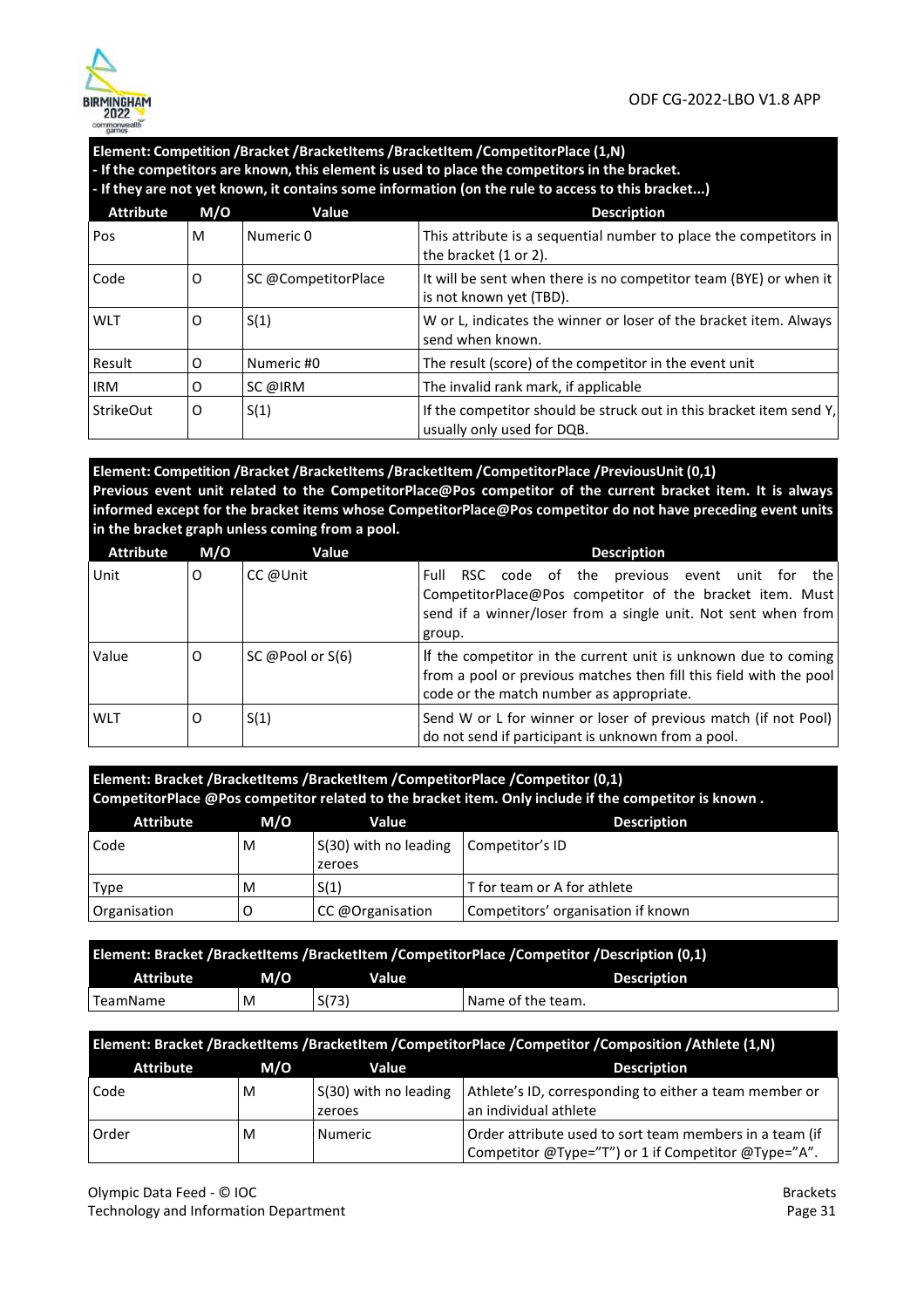**Element: Competition /Bracket /BracketItems /BracketItem /CompetitorPlace (1,N)**
**- If the competitors are known, this element is used to place the competitors in the bracket.**
**- If they are not yet known, it contains some information (on the rule to access to this bracket...)**

| Attribute | M/O | Value | Description |
|---|---|---|---|
| Pos | M | Numeric 0 | This attribute is a sequential number to place the competitors in the bracket (1 or 2). |
| Code | O | SC @CompetitorPlace | It will be sent when there is no competitor team (BYE) or when it is not known yet (TBD). |
| WLT | O | S(1) | W or L, indicates the winner or loser of the bracket item. Always send when known. |
| Result | O | Numeric #0 | The result (score) of the competitor in the event unit |
| IRM | O | SC @IRM | The invalid rank mark, if applicable |
| StrikeOut | O | S(1) | If the competitor should be struck out in this bracket item send Y, usually only used for DQB. |

**Element: Competition /Bracket /BracketItems /BracketItem /CompetitorPlace /PreviousUnit (0,1)**
**Previous event unit related to the CompetitorPlace@Pos competitor of the current bracket item. It is always informed except for the bracket items whose CompetitorPlace@Pos competitor do not have preceding event units in the bracket graph unless coming from a pool.**

| Attribute | M/O | Value | Description |
|---|---|---|---|
| Unit | O | CC @Unit | Full RSC code of the previous event unit for the CompetitorPlace@Pos competitor of the bracket item. Must send if a winner/loser from a single unit. Not sent when from group. |
| Value | O | SC @Pool or S(6) | If the competitor in the current unit is unknown due to coming from a pool or previous matches then fill this field with the pool code or the match number as appropriate. |
| WLT | O | S(1) | Send W or L for winner or loser of previous match (if not Pool) do not send if participant is unknown from a pool. |

**Element: Bracket /BracketItems /BracketItem /CompetitorPlace /Competitor (0,1)**
**CompetitorPlace @Pos competitor related to the bracket item. Only include if the competitor is known .**

| Attribute | M/O | Value | Description |
|---|---|---|---|
| Code | M | S(30) with no leading zeroes | Competitor's ID |
| Type | M | S(1) | T for team or A for athlete |
| Organisation | O | CC @Organisation | Competitors' organisation if known |

**Element: Bracket /BracketItems /BracketItem /CompetitorPlace /Competitor /Description (0,1)**

| Attribute | M/O | Value | Description |
|---|---|---|---|
| TeamName | M | S(73) | Name of the team. |

**Element: Bracket /BracketItems /BracketItem /CompetitorPlace /Competitor /Composition /Athlete (1,N)**

| Attribute | M/O | Value | Description |
|---|---|---|---|
| Code | M | S(30) with no leading zeroes | Athlete's ID, corresponding to either a team member or an individual athlete |
| Order | M | Numeric | Order attribute used to sort team members in a team (if Competitor @Type="T") or 1 if Competitor @Type="A". |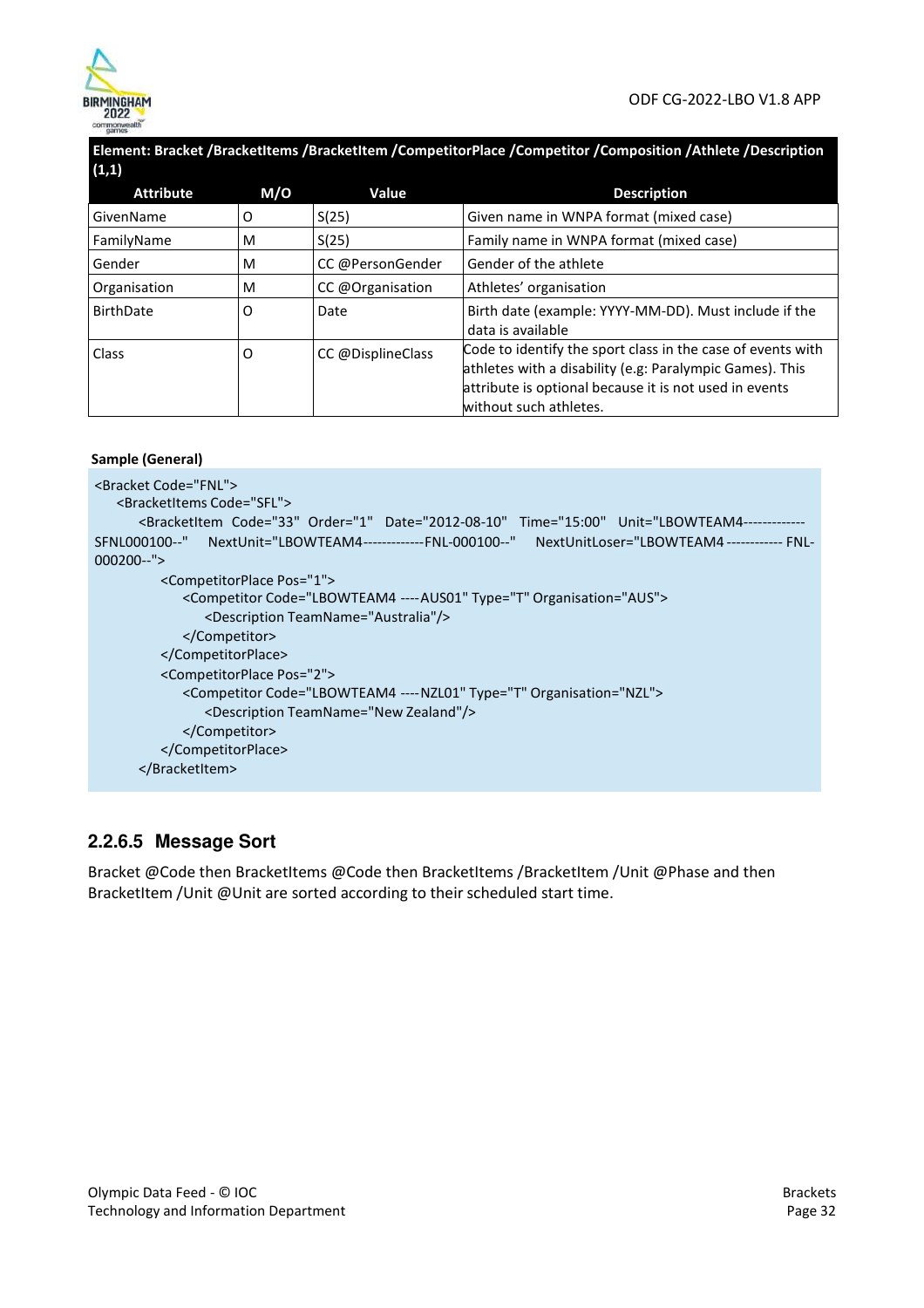**Element: Bracket /BracketItems /BracketItem /CompetitorPlace /Competitor /Composition /Athlete /Description (1,1)**

| Attribute | M/O | Value | Description |
|---|---|---|---|
| GivenName | O | S(25) | Given name in WNPA format (mixed case) |
| FamilyName | M | S(25) | Family name in WNPA format (mixed case) |
| Gender | M | CC @PersonGender | Gender of the athlete |
| Organisation | M | CC @Organisation | Athletes' organisation |
| BirthDate | O | Date | Birth date (example: YYYY-MM-DD). Must include if the data is available |
| Class | O | CC @DisplineClass | Code to identify the sport class in the case of events with athletes with a disability (e.g: Paralympic Games). This attribute is optional because it is not used in events without such athletes. |

**Sample (General)**

```
<Bracket Code="FNL">
    <BracketItems Code="SFL">
        <BracketItem Code="33" Order="1" Date="2012-08-10" Time="15:00" Unit="LBOWTEAM4------------SFNL000100--" NextUnit="LBOWTEAM4------------FNL-000100--" NextUnitLoser="LBOWTEAM4 ----------- FNL-000200--">
            <CompetitorPlace Pos="1">
                <Competitor Code="LBOWTEAM4 ----AUS01" Type="T" Organisation="AUS">
                    <Description TeamName="Australia"/>
                </Competitor>
            </CompetitorPlace>
            <CompetitorPlace Pos="2">
                <Competitor Code="LBOWTEAM4 ----NZL01" Type="T" Organisation="NZL">
                    <Description TeamName="New Zealand"/>
                </Competitor>
            </CompetitorPlace>
        </BracketItem>
```

### 2.2.6.5 Message Sort

Bracket @Code then BracketItems @Code then BracketItems /BracketItem /Unit @Phase and then BracketItem /Unit @Unit are sorted according to their scheduled start time.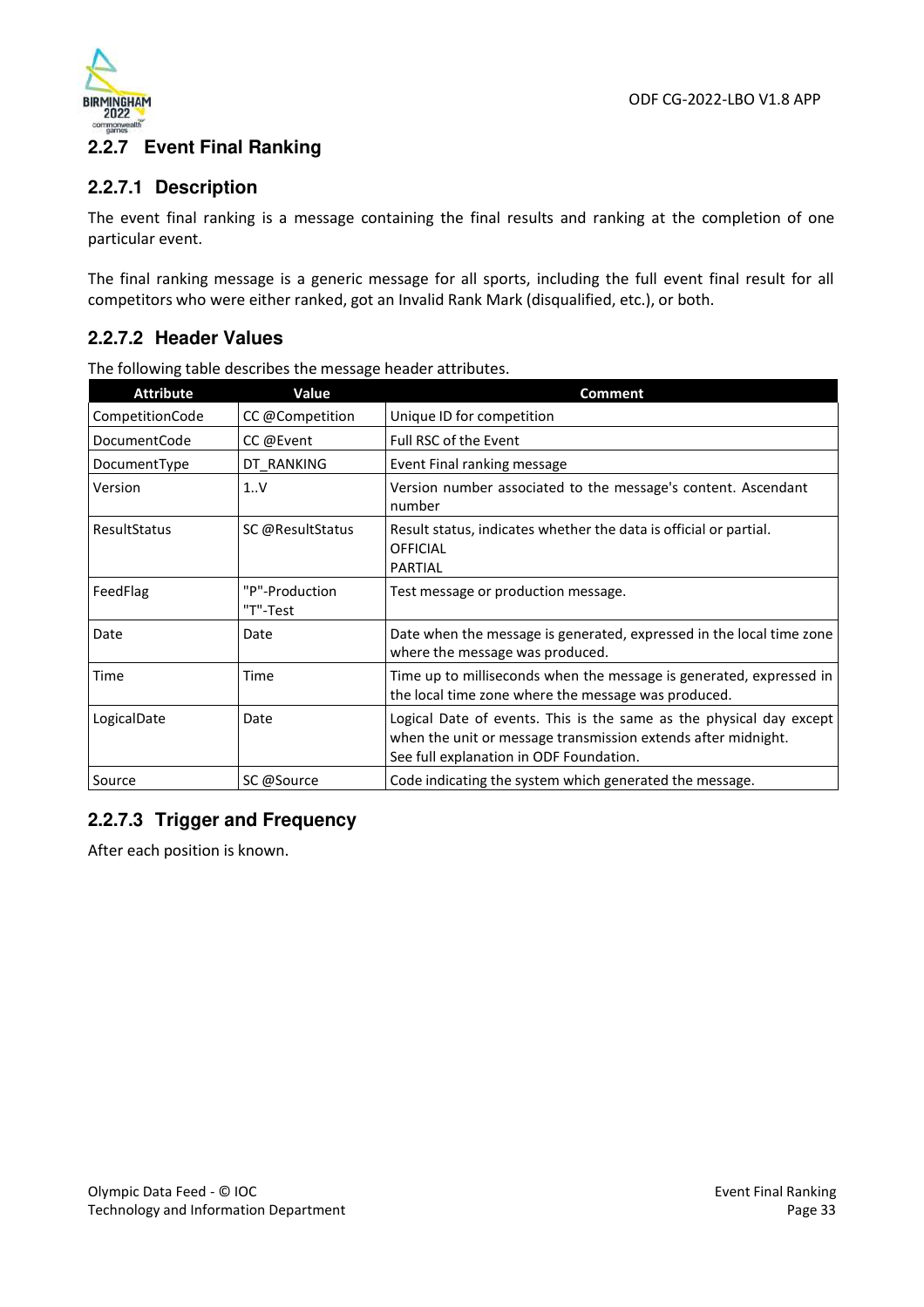### 2.2.7 Event Final Ranking

#### 2.2.7.1 Description

The event final ranking is a message containing the final results and ranking at the completion of one particular event.

The final ranking message is a generic message for all sports, including the full event final result for all competitors who were either ranked, got an Invalid Rank Mark (disqualified, etc.), or both.

#### 2.2.7.2 Header Values

The following table describes the message header attributes.

| Attribute | Value | Comment |
|---|---|---|
| CompetitionCode | CC @Competition | Unique ID for competition |
| DocumentCode | CC @Event | Full RSC of the Event |
| DocumentType | DT_RANKING | Event Final ranking message |
| Version | 1..V | Version number associated to the message's content. Ascendant number |
| ResultStatus | SC @ResultStatus | Result status, indicates whether the data is official or partial.<br>OFFICIAL<br>PARTIAL |
| FeedFlag | "P"-Production<br>"T"-Test | Test message or production message. |
| Date | Date | Date when the message is generated, expressed in the local time zone where the message was produced. |
| Time | Time | Time up to milliseconds when the message is generated, expressed in the local time zone where the message was produced. |
| LogicalDate | Date | Logical Date of events. This is the same as the physical day except when the unit or message transmission extends after midnight.<br>See full explanation in ODF Foundation. |
| Source | SC @Source | Code indicating the system which generated the message. |

#### 2.2.7.3 Trigger and Frequency

After each position is known.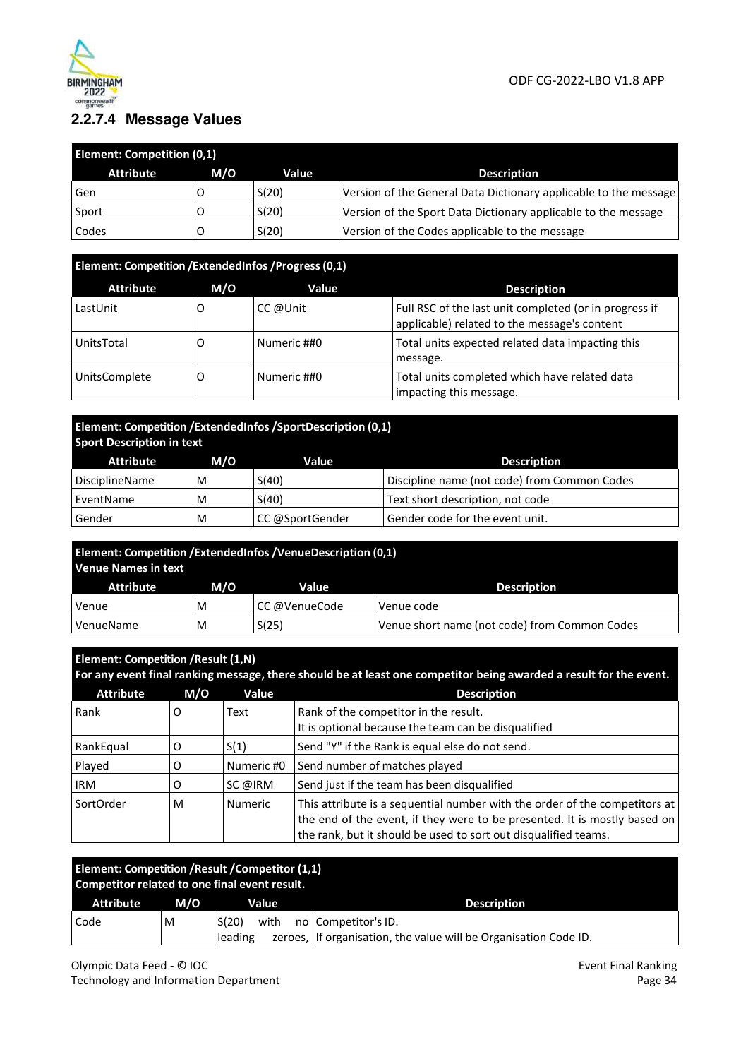### 2.2.7.4 Message Values

| Element: Competition (0,1) | | | |
|---|---|---|---|
| **Attribute** | **M/O** | **Value** | **Description** |
| Gen | O | S(20) | Version of the General Data Dictionary applicable to the message |
| Sport | O | S(20) | Version of the Sport Data Dictionary applicable to the message |
| Codes | O | S(20) | Version of the Codes applicable to the message |

| Element: Competition /ExtendedInfos /Progress (0,1) | | | |
|---|---|---|---|
| **Attribute** | **M/O** | **Value** | **Description** |
| LastUnit | O | CC @Unit | Full RSC of the last unit completed (or in progress if applicable) related to the message's content |
| UnitsTotal | O | Numeric ##0 | Total units expected related data impacting this message. |
| UnitsComplete | O | Numeric ##0 | Total units completed which have related data impacting this message. |

| Element: Competition /ExtendedInfos /SportDescription (0,1) Sport Description in text | | | |
|---|---|---|---|
| **Attribute** | **M/O** | **Value** | **Description** |
| DisciplineName | M | S(40) | Discipline name (not code) from Common Codes |
| EventName | M | S(40) | Text short description, not code |
| Gender | M | CC @SportGender | Gender code for the event unit. |

| Element: Competition /ExtendedInfos /VenueDescription (0,1) Venue Names in text | | | |
|---|---|---|---|
| **Attribute** | **M/O** | **Value** | **Description** |
| Venue | M | CC @VenueCode | Venue code |
| VenueName | M | S(25) | Venue short name (not code) from Common Codes |

| Element: Competition /Result (1,N) For any event final ranking message, there should be at least one competitor being awarded a result for the event. | | | |
|---|---|---|---|
| **Attribute** | **M/O** | **Value** | **Description** |
| Rank | O | Text | Rank of the competitor in the result.<br>It is optional because the team can be disqualified |
| RankEqual | O | S(1) | Send "Y" if the Rank is equal else do not send. |
| Played | O | Numeric #0 | Send number of matches played |
| IRM | O | SC @IRM | Send just if the team has been disqualified |
| SortOrder | M | Numeric | This attribute is a sequential number with the order of the competitors at the end of the event, if they were to be presented. It is mostly based on the rank, but it should be used to sort out disqualified teams. |

| Element: Competition /Result /Competitor (1,1) Competitor related to one final event result. | | | |
|---|---|---|---|
| **Attribute** | **M/O** | **Value** | **Description** |
| Code | M | S(20) with no leading zeroes, | Competitor's ID.<br>If organisation, the value will be Organisation Code ID. |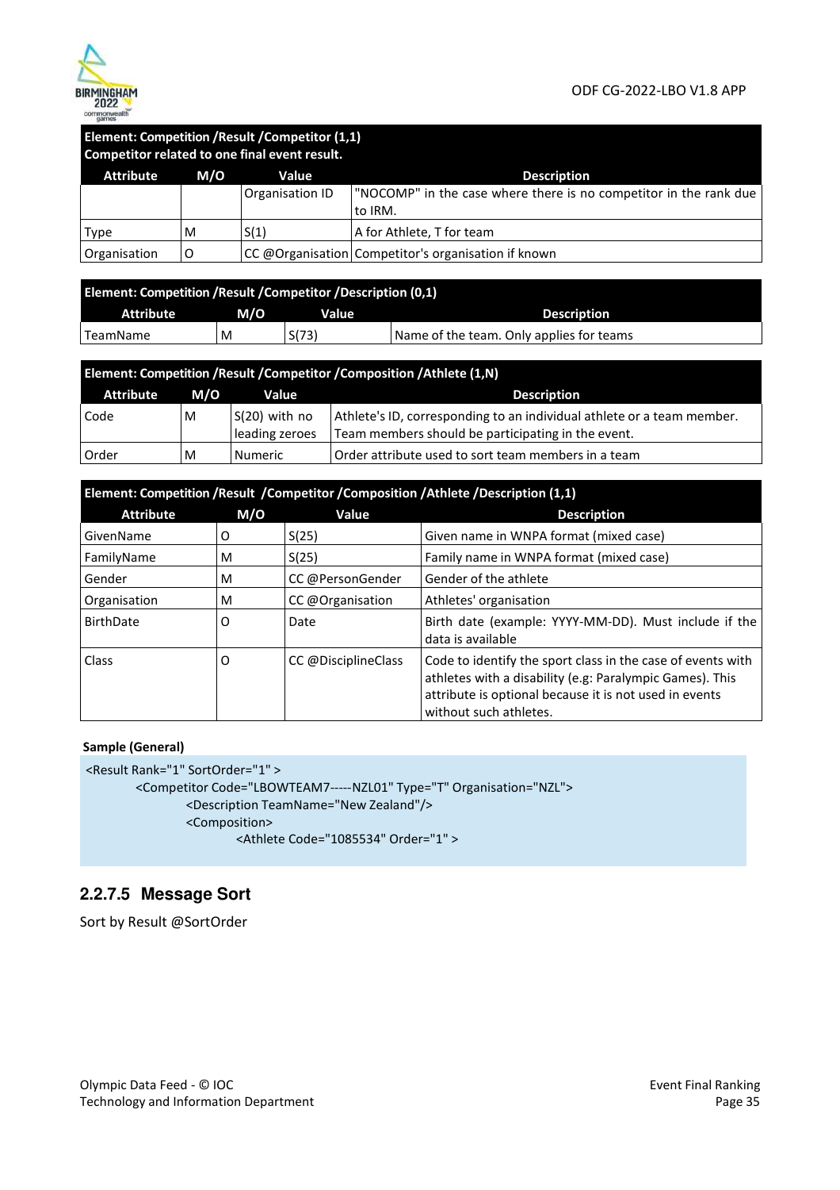**Element: Competition /Result /Competitor (1,1)**
**Competitor related to one final event result.**

| Attribute | M/O | Value | Description |
|---|---|---|---|
| | | Organisation ID | "NOCOMP" in the case where there is no competitor in the rank due to IRM. |
| Type | M | S(1) | A for Athlete, T for team |
| Organisation | O | CC @Organisation | Competitor's organisation if known |

**Element: Competition /Result /Competitor /Description (0,1)**

| Attribute | M/O | Value | Description |
|---|---|---|---|
| TeamName | M | S(73) | Name of the team. Only applies for teams |

**Element: Competition /Result /Competitor /Composition /Athlete (1,N)**

| Attribute | M/O | Value | Description |
|---|---|---|---|
| Code | M | S(20) with no leading zeroes | Athlete's ID, corresponding to an individual athlete or a team member. Team members should be participating in the event. |
| Order | M | Numeric | Order attribute used to sort team members in a team |

**Element: Competition /Result /Competitor /Composition /Athlete /Description (1,1)**

| Attribute | M/O | Value | Description |
|---|---|---|---|
| GivenName | O | S(25) | Given name in WNPA format (mixed case) |
| FamilyName | M | S(25) | Family name in WNPA format (mixed case) |
| Gender | M | CC @PersonGender | Gender of the athlete |
| Organisation | M | CC @Organisation | Athletes' organisation |
| BirthDate | O | Date | Birth date (example: YYYY-MM-DD). Must include if the data is available |
| Class | O | CC @DisciplineClass | Code to identify the sport class in the case of events with athletes with a disability (e.g: Paralympic Games). This attribute is optional because it is not used in events without such athletes. |

**Sample (General)**

```
<Result Rank="1" SortOrder="1" >
        <Competitor Code="LBOWTEAM7-----NZL01" Type="T" Organisation="NZL">
                <Description TeamName="New Zealand"/>
                <Composition>
                        <Athlete Code="1085534" Order="1" >
```

### 2.2.7.5 Message Sort

Sort by Result @SortOrder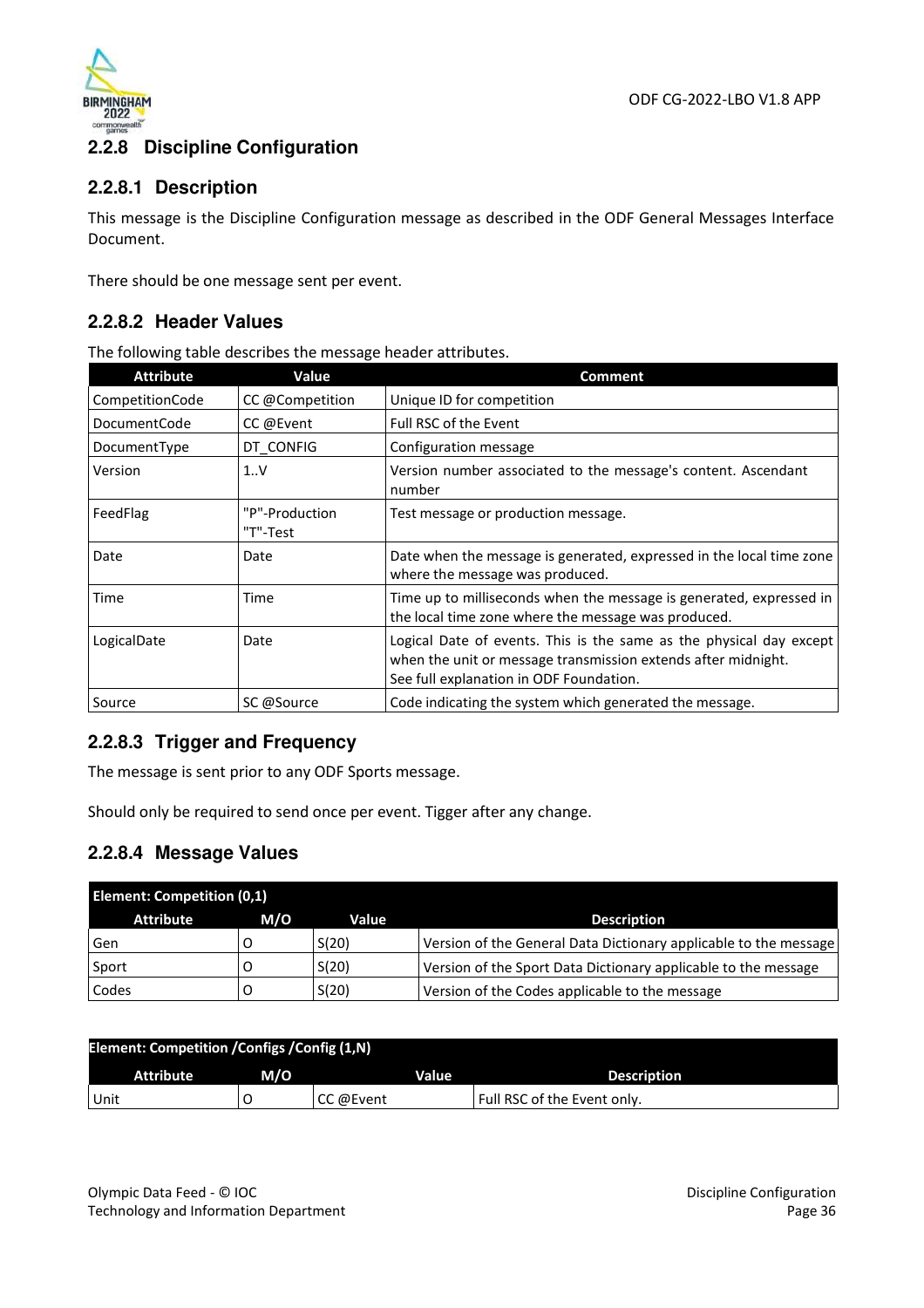## 2.2.8 Discipline Configuration

### 2.2.8.1 Description

This message is the Discipline Configuration message as described in the ODF General Messages Interface Document.

There should be one message sent per event.

### 2.2.8.2 Header Values

The following table describes the message header attributes.

| Attribute | Value | Comment |
|---|---|---|
| CompetitionCode | CC @Competition | Unique ID for competition |
| DocumentCode | CC @Event | Full RSC of the Event |
| DocumentType | DT_CONFIG | Configuration message |
| Version | 1..V | Version number associated to the message's content. Ascendant number |
| FeedFlag | "P"-Production "T"-Test | Test message or production message. |
| Date | Date | Date when the message is generated, expressed in the local time zone where the message was produced. |
| Time | Time | Time up to milliseconds when the message is generated, expressed in the local time zone where the message was produced. |
| LogicalDate | Date | Logical Date of events. This is the same as the physical day except when the unit or message transmission extends after midnight. See full explanation in ODF Foundation. |
| Source | SC @Source | Code indicating the system which generated the message. |

### 2.2.8.3 Trigger and Frequency

The message is sent prior to any ODF Sports message.

Should only be required to send once per event. Tigger after any change.

### 2.2.8.4 Message Values

| Element: Competition (0,1) | | | |
|---|---|---|---|
| **Attribute** | **M/O** | **Value** | **Description** |
| Gen | O | S(20) | Version of the General Data Dictionary applicable to the message |
| Sport | O | S(20) | Version of the Sport Data Dictionary applicable to the message |
| Codes | O | S(20) | Version of the Codes applicable to the message |

| Element: Competition /Configs /Config (1,N) | | | |
|---|---|---|---|
| **Attribute** | **M/O** | **Value** | **Description** |
| Unit | O | CC @Event | Full RSC of the Event only. |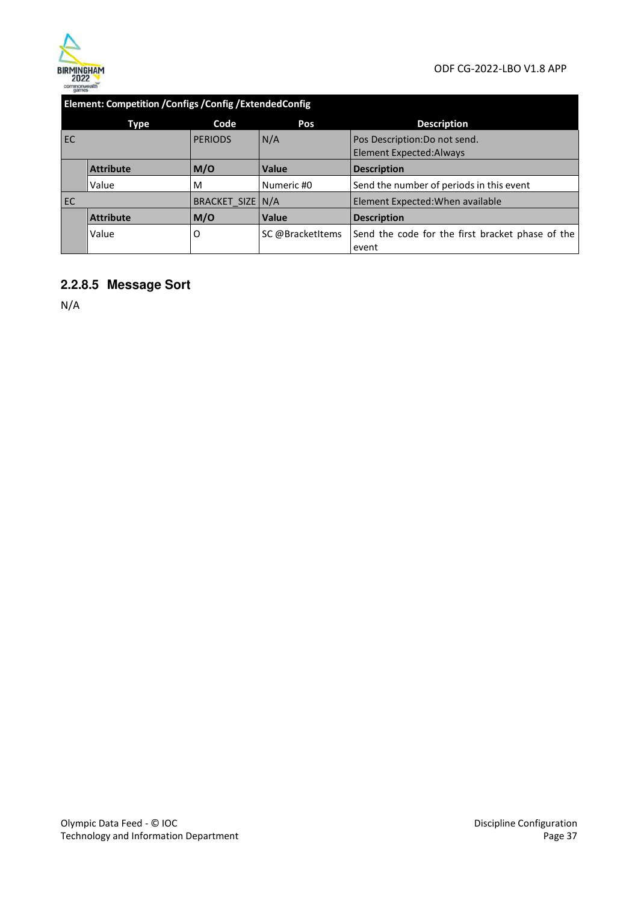| Element: Competition /Configs /Config /ExtendedConfig | | | | |
|---|---|---|---|---|
| Type | | Code | Pos | Description |
| EC | | PERIODS | N/A | Pos Description:Do not send.<br>Element Expected:Always |
| | **Attribute** | **M/O** | **Value** | **Description** |
| | Value | M | Numeric #0 | Send the number of periods in this event |
| EC | | BRACKET_SIZE | N/A | Element Expected:When available |
| | **Attribute** | **M/O** | **Value** | **Description** |
| | Value | O | SC @BracketItems | Send the code for the first bracket phase of the event |

### 2.2.8.5 Message Sort

N/A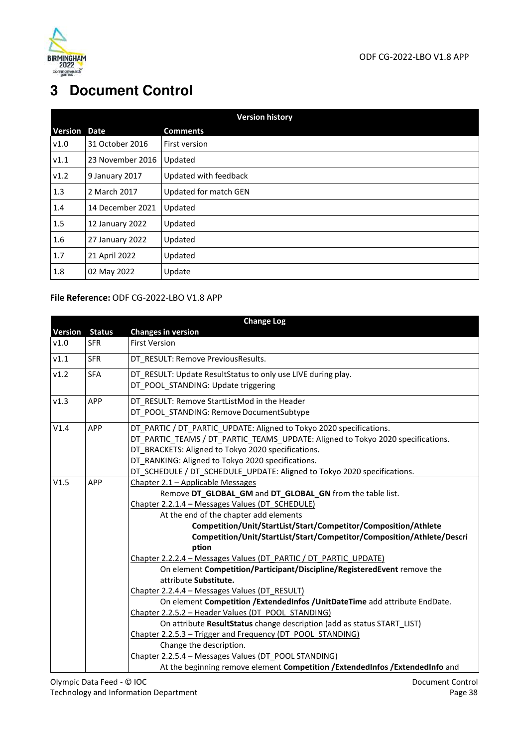# 3 Document Control

| Version history | | |
|---|---|---|
| **Version** | **Date** | **Comments** |
| v1.0 | 31 October 2016 | First version |
| v1.1 | 23 November 2016 | Updated |
| v1.2 | 9 January 2017 | Updated with feedback |
| 1.3 | 2 March 2017 | Updated for match GEN |
| 1.4 | 14 December 2021 | Updated |
| 1.5 | 12 January 2022 | Updated |
| 1.6 | 27 January 2022 | Updated |
| 1.7 | 21 April 2022 | Updated |
| 1.8 | 02 May 2022 | Update |

**File Reference:** ODF CG-2022-LBO V1.8 APP

| Change Log | | |
|---|---|---|
| **Version** | **Status** | **Changes in version** |
| v1.0 | SFR | First Version |
| v1.1 | SFR | DT_RESULT: Remove PreviousResults. |
| v1.2 | SFA | DT_RESULT: Update ResultStatus to only use LIVE during play.<br>DT_POOL_STANDING: Update triggering |
| v1.3 | APP | DT_RESULT: Remove StartListMod in the Header<br>DT_POOL_STANDING: Remove DocumentSubtype |
| V1.4 | APP | DT_PARTIC / DT_PARTIC_UPDATE: Aligned to Tokyo 2020 specifications.<br>DT_PARTIC_TEAMS / DT_PARTIC_TEAMS_UPDATE: Aligned to Tokyo 2020 specifications.<br>DT_BRACKETS: Aligned to Tokyo 2020 specifications.<br>DT_RANKING: Aligned to Tokyo 2020 specifications.<br>DT_SCHEDULE / DT_SCHEDULE_UPDATE: Aligned to Tokyo 2020 specifications. |
| V1.5 | APP | Chapter 2.1 – Applicable Messages<br>Remove **DT_GLOBAL_GM** and **DT_GLOBAL_GN** from the table list.<br>Chapter 2.2.1.4 – Messages Values (DT_SCHEDULE)<br>At the end of the chapter add elements<br>**Competition/Unit/StartList/Start/Competitor/Composition/Athlete**<br>**Competition/Unit/StartList/Start/Competitor/Composition/Athlete/Description**<br>Chapter 2.2.2.4 – Messages Values (DT_PARTIC / DT_PARTIC_UPDATE)<br>On element **Competition/Participant/Discipline/RegisteredEvent** remove the attribute **Substitute.**<br>Chapter 2.2.4.4 – Messages Values (DT_RESULT)<br>On element **Competition /ExtendedInfos /UnitDateTime** add attribute EndDate.<br>Chapter 2.2.5.2 – Header Values (DT_POOL_STANDING)<br>On attribute **ResultStatus** change description (add as status START_LIST)<br>Chapter 2.2.5.3 – Trigger and Frequency (DT_POOL_STANDING)<br>Change the description.<br>Chapter 2.2.5.4 – Messages Values (DT_POOL STANDING)<br>At the beginning remove element **Competition /ExtendedInfos /ExtendedInfo** and |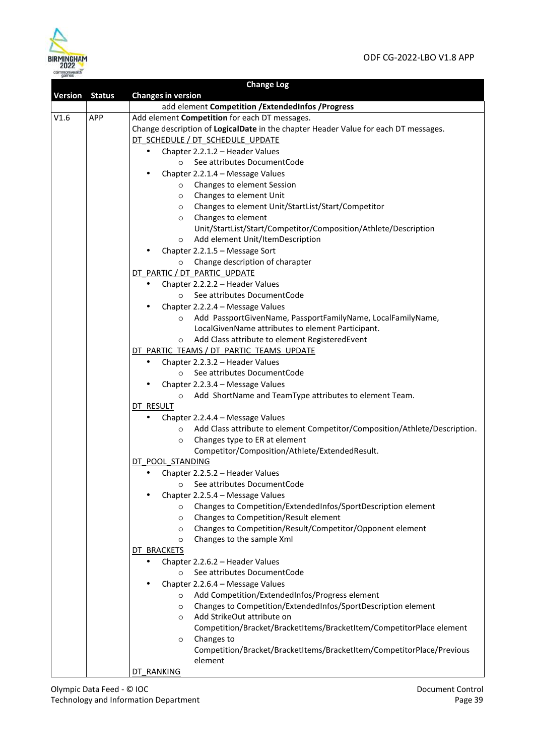| Change Log | | |
|---|---|---|
| **Version** | **Status** | **Changes in version** |
| | | add element **Competition /ExtendedInfos /Progress** |
| V1.6 | APP | Add element **Competition** for each DT messages.<br>Change description of **LogicalDate** in the chapter Header Value for each DT messages.<br>DT_SCHEDULE / DT_SCHEDULE_UPDATE<br>• Chapter 2.2.1.2 – Header Values<br>  ○ See attributes DocumentCode<br>• Chapter 2.2.1.4 – Message Values<br>  ○ Changes to element Session<br>  ○ Changes to element Unit<br>  ○ Changes to element Unit/StartList/Start/Competitor<br>  ○ Changes to element Unit/StartList/Start/Competitor/Composition/Athlete/Description<br>  ○ Add element Unit/ItemDescription<br>• Chapter 2.2.1.5 – Message Sort<br>  ○ Change description of charapter<br>DT_PARTIC / DT_PARTIC_UPDATE<br>• Chapter 2.2.2.2 – Header Values<br>  ○ See attributes DocumentCode<br>• Chapter 2.2.2.4 – Message Values<br>  ○ Add PassportGivenName, PassportFamilyName, LocalFamilyName, LocalGivenName attributes to element Participant.<br>  ○ Add Class attribute to element RegisteredEvent<br>DT_PARTIC_TEAMS / DT_PARTIC_TEAMS_UPDATE<br>• Chapter 2.2.3.2 – Header Values<br>  ○ See attributes DocumentCode<br>• Chapter 2.2.3.4 – Message Values<br>  ○ Add ShortName and TeamType attributes to element Team.<br>DT_RESULT<br>• Chapter 2.2.4.4 – Message Values<br>  ○ Add Class attribute to element Competitor/Composition/Athlete/Description.<br>  ○ Changes type to ER at element Competitor/Composition/Athlete/ExtendedResult.<br>DT_POOL_STANDING<br>• Chapter 2.2.5.2 – Header Values<br>  ○ See attributes DocumentCode<br>• Chapter 2.2.5.4 – Message Values<br>  ○ Changes to Competition/ExtendedInfos/SportDescription element<br>  ○ Changes to Competition/Result element<br>  ○ Changes to Competition/Result/Competitor/Opponent element<br>  ○ Changes to the sample Xml<br>DT_BRACKETS<br>• Chapter 2.2.6.2 – Header Values<br>  ○ See attributes DocumentCode<br>• Chapter 2.2.6.4 – Message Values<br>  ○ Add Competition/ExtendedInfos/Progress element<br>  ○ Changes to Competition/ExtendedInfos/SportDescription element<br>  ○ Add StrikeOut attribute on Competition/Bracket/BracketItems/BracketItem/CompetitorPlace element<br>  ○ Changes to Competition/Bracket/BracketItems/BracketItem/CompetitorPlace/Previous element<br>DT_RANKING |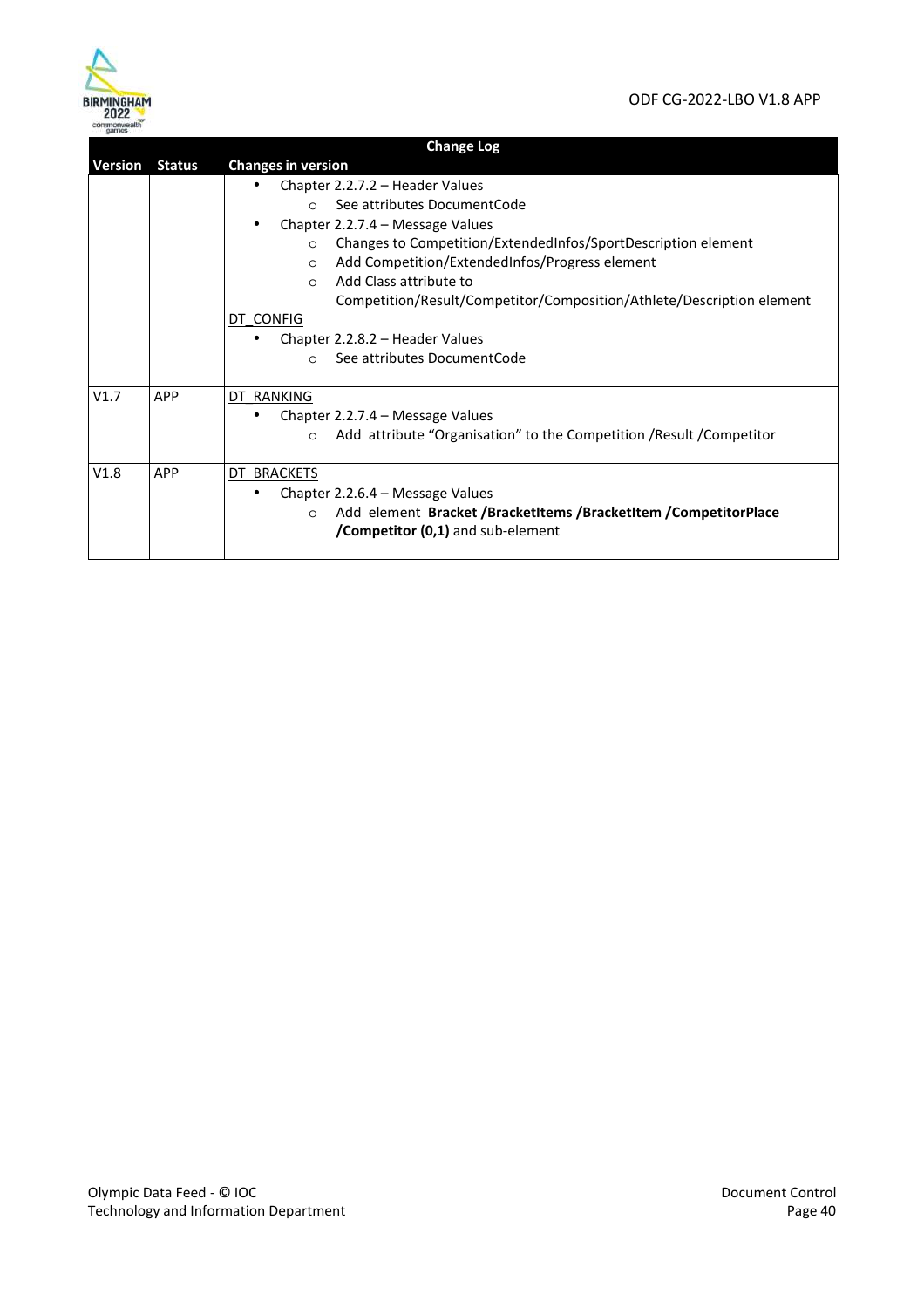| Change Log | | |
|---|---|---|
| **Version** | **Status** | **Changes in version** |
| | | • Chapter 2.2.7.2 – Header Values<br>  ○ See attributes DocumentCode<br>• Chapter 2.2.7.4 – Message Values<br>  ○ Changes to Competition/ExtendedInfos/SportDescription element<br>  ○ Add Competition/ExtendedInfos/Progress element<br>  ○ Add Class attribute to Competition/Result/Competitor/Composition/Athlete/Description element<br>DT_CONFIG<br>• Chapter 2.2.8.2 – Header Values<br>  ○ See attributes DocumentCode |
| V1.7 | APP | DT_RANKING<br>• Chapter 2.2.7.4 – Message Values<br>  ○ Add attribute "Organisation" to the Competition /Result /Competitor |
| V1.8 | APP | DT_BRACKETS<br>• Chapter 2.2.6.4 – Message Values<br>  ○ Add element **Bracket /BracketItems /BracketItem /CompetitorPlace /Competitor (0,1)** and sub-element |